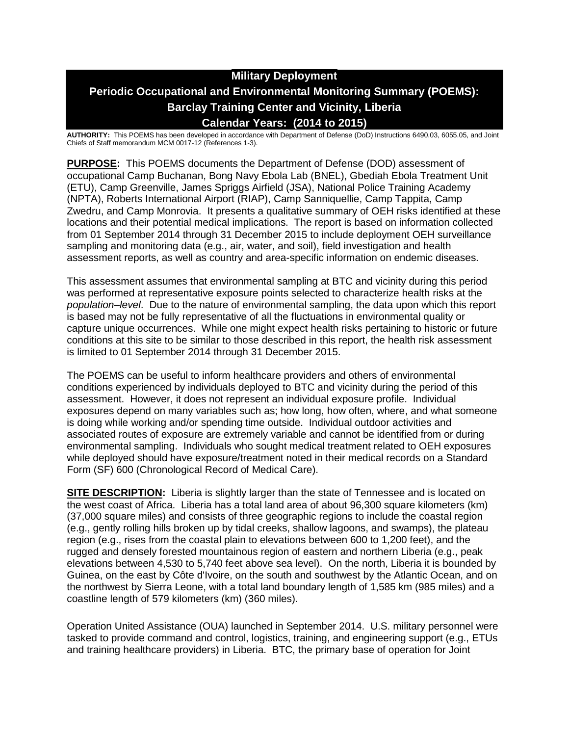# Military Deployment
# Periodic Occupational and Environmental Monitoring Summary (POEMS): Barclay Training Center and Vicinity, Liberia
# Calendar Years: (2014 to 2015)

**AUTHORITY:** This POEMS has been developed in accordance with Department of Defense (DoD) Instructions 6490.03, 6055.05, and Joint Chiefs of Staff memorandum MCM 0017-12 (References 1-3).

**PURPOSE:** This POEMS documents the Department of Defense (DOD) assessment of occupational Camp Buchanan, Bong Navy Ebola Lab (BNEL), Gbediah Ebola Treatment Unit (ETU), Camp Greenville, James Spriggs Airfield (JSA), National Police Training Academy (NPTA), Roberts International Airport (RIAP), Camp Sanniquellie, Camp Tappita, Camp Zwedru, and Camp Monrovia. It presents a qualitative summary of OEH risks identified at these locations and their potential medical implications. The report is based on information collected from 01 September 2014 through 31 December 2015 to include deployment OEH surveillance sampling and monitoring data (e.g., air, water, and soil), field investigation and health assessment reports, as well as country and area-specific information on endemic diseases.

This assessment assumes that environmental sampling at BTC and vicinity during this period was performed at representative exposure points selected to characterize health risks at the *population–level*. Due to the nature of environmental sampling, the data upon which this report is based may not be fully representative of all the fluctuations in environmental quality or capture unique occurrences. While one might expect health risks pertaining to historic or future conditions at this site to be similar to those described in this report, the health risk assessment is limited to 01 September 2014 through 31 December 2015.

The POEMS can be useful to inform healthcare providers and others of environmental conditions experienced by individuals deployed to BTC and vicinity during the period of this assessment. However, it does not represent an individual exposure profile. Individual exposures depend on many variables such as; how long, how often, where, and what someone is doing while working and/or spending time outside. Individual outdoor activities and associated routes of exposure are extremely variable and cannot be identified from or during environmental sampling. Individuals who sought medical treatment related to OEH exposures while deployed should have exposure/treatment noted in their medical records on a Standard Form (SF) 600 (Chronological Record of Medical Care).

**SITE DESCRIPTION:** Liberia is slightly larger than the state of Tennessee and is located on the west coast of Africa. Liberia has a total land area of about 96,300 square kilometers (km) (37,000 square miles) and consists of three geographic regions to include the coastal region (e.g., gently rolling hills broken up by tidal creeks, shallow lagoons, and swamps), the plateau region (e.g., rises from the coastal plain to elevations between 600 to 1,200 feet), and the rugged and densely forested mountainous region of eastern and northern Liberia (e.g., peak elevations between 4,530 to 5,740 feet above sea level). On the north, Liberia it is bounded by Guinea, on the east by Côte d'Ivoire, on the south and southwest by the Atlantic Ocean, and on the northwest by Sierra Leone, with a total land boundary length of 1,585 km (985 miles) and a coastline length of 579 kilometers (km) (360 miles).

Operation United Assistance (OUA) launched in September 2014. U.S. military personnel were tasked to provide command and control, logistics, training, and engineering support (e.g., ETUs and training healthcare providers) in Liberia. BTC, the primary base of operation for Joint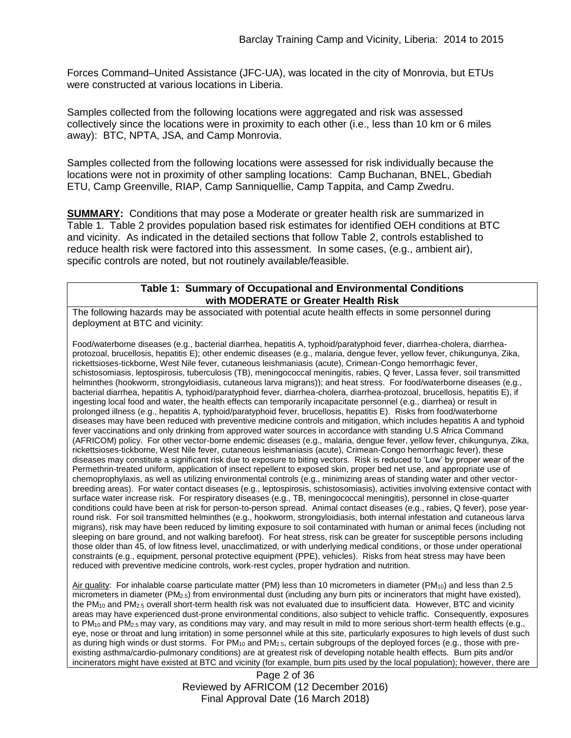Forces Command–United Assistance (JFC-UA), was located in the city of Monrovia, but ETUs were constructed at various locations in Liberia.

Samples collected from the following locations were aggregated and risk was assessed collectively since the locations were in proximity to each other (i.e., less than 10 km or 6 miles away): BTC, NPTA, JSA, and Camp Monrovia.

Samples collected from the following locations were assessed for risk individually because the locations were not in proximity of other sampling locations: Camp Buchanan, BNEL, Gbediah ETU, Camp Greenville, RIAP, Camp Sanniquellie, Camp Tappita, and Camp Zwedru.

**SUMMARY:** Conditions that may pose a Moderate or greater health risk are summarized in Table 1. Table 2 provides population based risk estimates for identified OEH conditions at BTC and vicinity. As indicated in the detailed sections that follow Table 2, controls established to reduce health risk were factored into this assessment. In some cases, (e.g., ambient air), specific controls are noted, but not routinely available/feasible.

| **Table 1: Summary of Occupational and Environmental Conditions with MODERATE or Greater Health Risk** |
|---|
| The following hazards may be associated with potential acute health effects in some personnel during deployment at BTC and vicinity:<br><br>Food/waterborne diseases (e.g., bacterial diarrhea, hepatitis A, typhoid/paratyphoid fever, diarrhea-cholera, diarrhea-protozoal, brucellosis, hepatitis E); other endemic diseases (e.g., malaria, dengue fever, yellow fever, chikungunya, Zika, rickettsioses-tickborne, West Nile fever, cutaneous leishmaniasis (acute), Crimean-Congo hemorrhagic fever, schistosomiasis, leptospirosis, tuberculosis (TB), meningococcal meningitis, rabies, Q fever, Lassa fever, soil transmitted helminthes (hookworm, strongyloidiasis, cutaneous larva migrans)); and heat stress. For food/waterborne diseases (e.g., bacterial diarrhea, hepatitis A, typhoid/paratyphoid fever, diarrhea-cholera, diarrhea-protozoal, brucellosis, hepatitis E), if ingesting local food and water, the health effects can temporarily incapacitate personnel (e.g., diarrhea) or result in prolonged illness (e.g., hepatitis A, typhoid/paratyphoid fever, brucellosis, hepatitis E). Risks from food/waterborne diseases may have been reduced with preventive medicine controls and mitigation, which includes hepatitis A and typhoid fever vaccinations and only drinking from approved water sources in accordance with standing U.S Africa Command (AFRICOM) policy. For other vector-borne endemic diseases (e.g., malaria, dengue fever, yellow fever, chikungunya, Zika, rickettsioses-tickborne, West Nile fever, cutaneous leishmaniasis (acute), Crimean-Congo hemorrhagic fever), these diseases may constitute a significant risk due to exposure to biting vectors. Risk is reduced to 'Low' by proper wear of the Permethrin-treated uniform, application of insect repellent to exposed skin, proper bed net use, and appropriate use of chemoprophylaxis, as well as utilizing environmental controls (e.g., minimizing areas of standing water and other vector-breeding areas). For water contact diseases (e.g., leptospirosis, schistosomiasis), activities involving extensive contact with surface water increase risk. For respiratory diseases (e.g., TB, meningococcal meningitis), personnel in close-quarter conditions could have been at risk for person-to-person spread. Animal contact diseases (e.g., rabies, Q fever), pose year-round risk. For soil transmitted helminthes (e.g., hookworm, strongyloidiasis, both internal infestation and cutaneous larva migrans), risk may have been reduced by limiting exposure to soil contaminated with human or animal feces (including not sleeping on bare ground, and not walking barefoot). For heat stress, risk can be greater for susceptible persons including those older than 45, of low fitness level, unacclimatized, or with underlying medical conditions, or those under operational constraints (e.g., equipment, personal protective equipment (PPE), vehicles). Risks from heat stress may have been reduced with preventive medicine controls, work-rest cycles, proper hydration and nutrition.<br><br><u>Air quality</u>: For inhalable coarse particulate matter (PM) less than 10 micrometers in diameter ($PM_{10}$) and less than 2.5 micrometers in diameter ($PM_{2.5}$) from environmental dust (including any burn pits or incinerators that might have existed), the $PM_{10}$ and $PM_{2.5}$ overall short-term health risk was not evaluated due to insufficient data. However, BTC and vicinity areas may have experienced dust-prone environmental conditions, also subject to vehicle traffic. Consequently, exposures to $PM_{10}$ and $PM_{2.5}$ may vary, as conditions may vary, and may result in mild to more serious short-term health effects (e.g., eye, nose or throat and lung irritation) in some personnel while at this site, particularly exposures to high levels of dust such as during high winds or dust storms. For $PM_{10}$ and $PM_{2.5}$, certain subgroups of the deployed forces (e.g., those with pre-existing asthma/cardio-pulmonary conditions) are at greatest risk of developing notable health effects. Burn pits and/or incinerators might have existed at BTC and vicinity (for example, burn pits used by the local population); however, there are |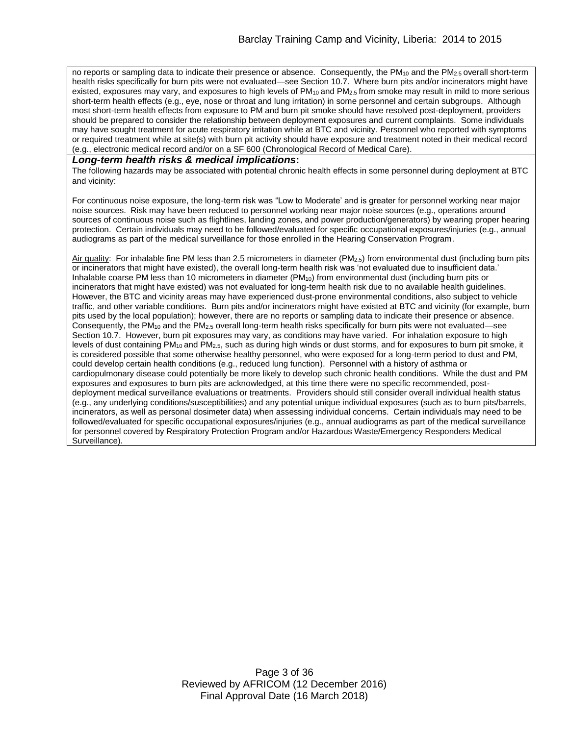no reports or sampling data to indicate their presence or absence. Consequently, the $PM_{10}$ and the $PM_{2.5}$ overall short-term health risks specifically for burn pits were not evaluated—see Section 10.7. Where burn pits and/or incinerators might have existed, exposures may vary, and exposures to high levels of $PM_{10}$ and $PM_{2.5}$ from smoke may result in mild to more serious short-term health effects (e.g., eye, nose or throat and lung irritation) in some personnel and certain subgroups. Although most short-term health effects from exposure to PM and burn pit smoke should have resolved post-deployment, providers should be prepared to consider the relationship between deployment exposures and current complaints. Some individuals may have sought treatment for acute respiratory irritation while at BTC and vicinity. Personnel who reported with symptoms or required treatment while at site(s) with burn pit activity should have exposure and treatment noted in their medical record (e.g., electronic medical record and/or on a SF 600 (Chronological Record of Medical Care).

***Long-term health risks & medical implications*:**

The following hazards may be associated with potential chronic health effects in some personnel during deployment at BTC and vicinity:

For continuous noise exposure, the long-term risk was "Low to Moderate' and is greater for personnel working near major noise sources. Risk may have been reduced to personnel working near major noise sources (e.g., operations around sources of continuous noise such as flightlines, landing zones, and power production/generators) by wearing proper hearing protection. Certain individuals may need to be followed/evaluated for specific occupational exposures/injuries (e.g., annual audiograms as part of the medical surveillance for those enrolled in the Hearing Conservation Program.

Air quality: For inhalable fine PM less than 2.5 micrometers in diameter ($PM_{2.5}$) from environmental dust (including burn pits or incinerators that might have existed), the overall long-term health risk was 'not evaluated due to insufficient data.' Inhalable coarse PM less than 10 micrometers in diameter ($PM_{10}$) from environmental dust (including burn pits or incinerators that might have existed) was not evaluated for long-term health risk due to no available health guidelines. However, the BTC and vicinity areas may have experienced dust-prone environmental conditions, also subject to vehicle traffic, and other variable conditions. Burn pits and/or incinerators might have existed at BTC and vicinity (for example, burn pits used by the local population); however, there are no reports or sampling data to indicate their presence or absence. Consequently, the $PM_{10}$ and the $PM_{2.5}$ overall long-term health risks specifically for burn pits were not evaluated—see Section 10.7. However, burn pit exposures may vary, as conditions may have varied. For inhalation exposure to high levels of dust containing $PM_{10}$ and $PM_{2.5}$, such as during high winds or dust storms, and for exposures to burn pit smoke, it is considered possible that some otherwise healthy personnel, who were exposed for a long-term period to dust and PM, could develop certain health conditions (e.g., reduced lung function). Personnel with a history of asthma or cardiopulmonary disease could potentially be more likely to develop such chronic health conditions. While the dust and PM exposures and exposures to burn pits are acknowledged, at this time there were no specific recommended, post-deployment medical surveillance evaluations or treatments. Providers should still consider overall individual health status (e.g., any underlying conditions/susceptibilities) and any potential unique individual exposures (such as to burn pits/barrels, incinerators, as well as personal dosimeter data) when assessing individual concerns. Certain individuals may need to be followed/evaluated for specific occupational exposures/injuries (e.g., annual audiograms as part of the medical surveillance for personnel covered by Respiratory Protection Program and/or Hazardous Waste/Emergency Responders Medical Surveillance).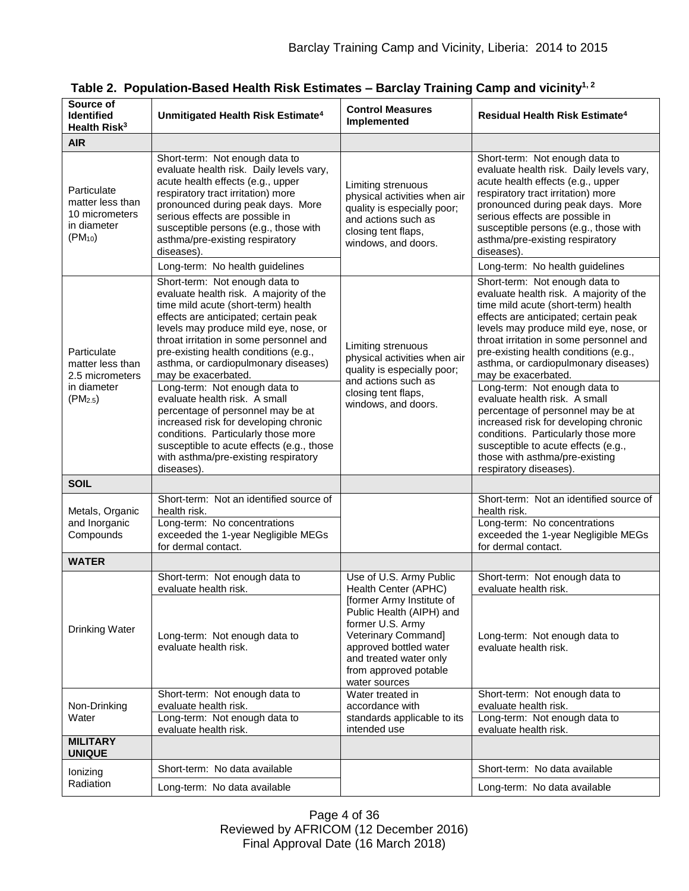**Table 2. Population-Based Health Risk Estimates – Barclay Training Camp and vicinity[1, 2]**

| Source of Identified Health Risk[3] | Unmitigated Health Risk Estimate[4] | Control Measures Implemented | Residual Health Risk Estimate[4] |
|---|---|---|---|
| **AIR** | | | |
| Particulate matter less than 10 micrometers in diameter ($PM_{10}$) | Short-term: Not enough data to evaluate health risk. Daily levels vary, acute health effects (e.g., upper respiratory tract irritation) more pronounced during peak days. More serious effects are possible in susceptible persons (e.g., those with asthma/pre-existing respiratory diseases). | Limiting strenuous physical activities when air quality is especially poor; and actions such as closing tent flaps, windows, and doors. | Short-term: Not enough data to evaluate health risk. Daily levels vary, acute health effects (e.g., upper respiratory tract irritation) more pronounced during peak days. More serious effects are possible in susceptible persons (e.g., those with asthma/pre-existing respiratory diseases). |
| | Long-term: No health guidelines | | Long-term: No health guidelines |
| Particulate matter less than 2.5 micrometers in diameter ($PM_{2.5}$) | Short-term: Not enough data to evaluate health risk. A majority of the time mild acute (short-term) health effects are anticipated; certain peak levels may produce mild eye, nose, or throat irritation in some personnel and pre-existing health conditions (e.g., asthma, or cardiopulmonary diseases) may be exacerbated. | Limiting strenuous physical activities when air quality is especially poor; and actions such as closing tent flaps, windows, and doors. | Short-term: Not enough data to evaluate health risk. A majority of the time mild acute (short-term) health effects are anticipated; certain peak levels may produce mild eye, nose, or throat irritation in some personnel and pre-existing health conditions (e.g., asthma, or cardiopulmonary diseases) may be exacerbated. |
| | Long-term: Not enough data to evaluate health risk. A small percentage of personnel may be at increased risk for developing chronic conditions. Particularly those more susceptible to acute effects (e.g., those with asthma/pre-existing respiratory diseases). | | Long-term: Not enough data to evaluate health risk. A small percentage of personnel may be at increased risk for developing chronic conditions. Particularly those more susceptible to acute effects (e.g., those with asthma/pre-existing respiratory diseases). |
| **SOIL** | | | |
| Metals, Organic and Inorganic Compounds | Short-term: Not an identified source of health risk. | | Short-term: Not an identified source of health risk. |
| | Long-term: No concentrations exceeded the 1-year Negligible MEGs for dermal contact. | | Long-term: No concentrations exceeded the 1-year Negligible MEGs for dermal contact. |
| **WATER** | | | |
| Drinking Water | Short-term: Not enough data to evaluate health risk. | Use of U.S. Army Public Health Center (APHC) [former Army Institute of Public Health (AIPH) and former U.S. Army Veterinary Command] approved bottled water and treated water only from approved potable water sources | Short-term: Not enough data to evaluate health risk. |
| | Long-term: Not enough data to evaluate health risk. | | Long-term: Not enough data to evaluate health risk. |
| Non-Drinking Water | Short-term: Not enough data to evaluate health risk. | Water treated in accordance with standards applicable to its intended use | Short-term: Not enough data to evaluate health risk. |
| | Long-term: Not enough data to evaluate health risk. | | Long-term: Not enough data to evaluate health risk. |
| **MILITARY UNIQUE** | | | |
| Ionizing Radiation | Short-term: No data available | | Short-term: No data available |
| | Long-term: No data available | | Long-term: No data available |

Reviewed by AFRICOM (12 December 2016)
Final Approval Date (16 March 2018)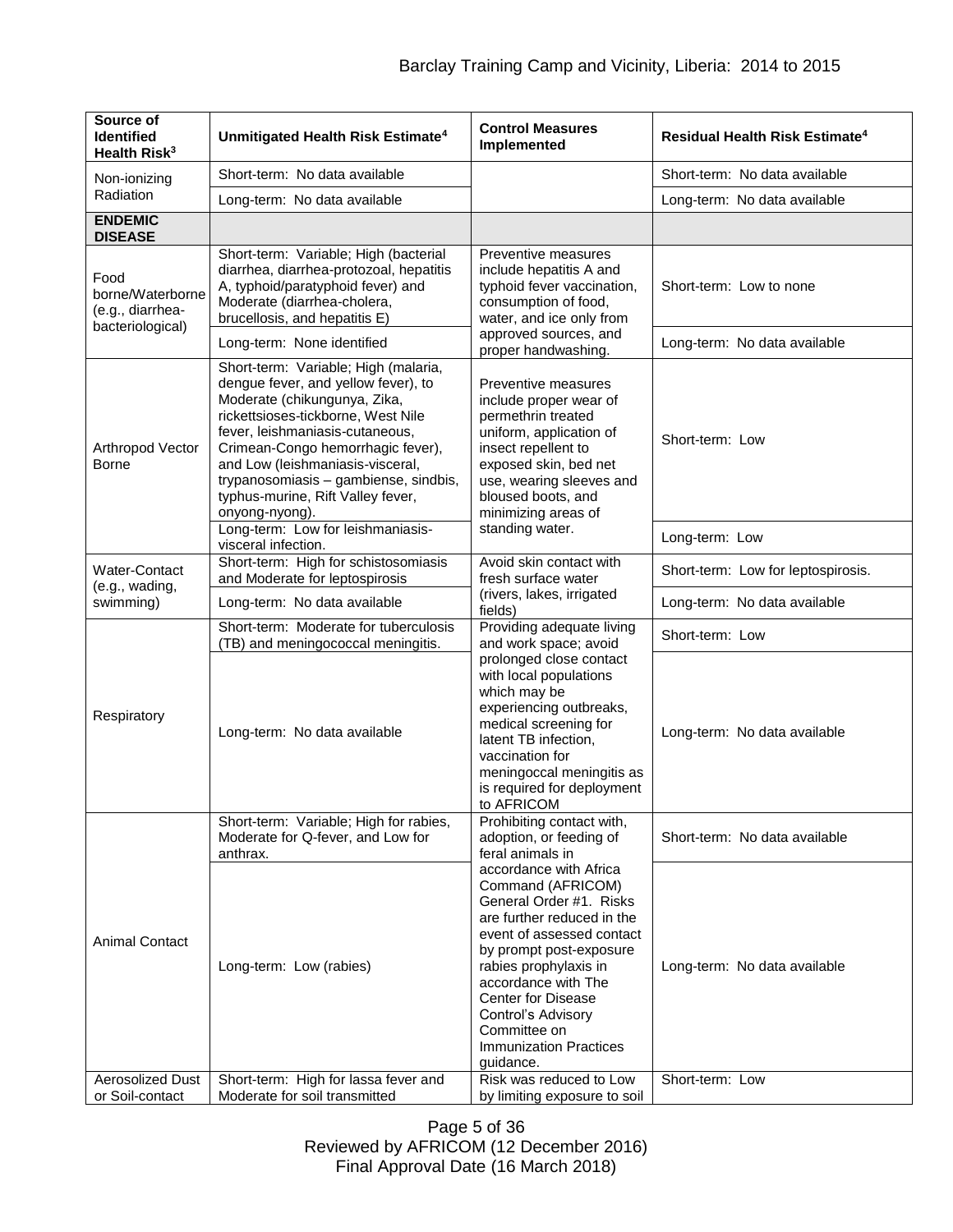| Source of Identified Health Risk[3] | Unmitigated Health Risk Estimate[4] | Control Measures Implemented | Residual Health Risk Estimate[4] |
|---|---|---|---|
| Non-ionizing Radiation | Short-term: No data available | | Short-term: No data available |
| | Long-term: No data available | | Long-term: No data available |
| **ENDEMIC DISEASE** | | | |
| Food borne/Waterborne (e.g., diarrhea-bacteriological) | Short-term: Variable; High (bacterial diarrhea, diarrhea-protozoal, hepatitis A, typhoid/paratyphoid fever) and Moderate (diarrhea-cholera, brucellosis, and hepatitis E) | Preventive measures include hepatitis A and typhoid fever vaccination, consumption of food, water, and ice only from approved sources, and proper handwashing. | Short-term: Low to none |
| | Long-term: None identified | | Long-term: No data available |
| Arthropod Vector Borne | Short-term: Variable; High (malaria, dengue fever, and yellow fever), to Moderate (chikungunya, Zika, rickettsioses-tickborne, West Nile fever, leishmaniasis-cutaneous, Crimean-Congo hemorrhagic fever), and Low (leishmaniasis-visceral, trypanosomiasis – gambiense, sindbis, typhus-murine, Rift Valley fever, onyong-nyong). | Preventive measures include proper wear of permethrin treated uniform, application of insect repellent to exposed skin, bed net use, wearing sleeves and bloused boots, and minimizing areas of standing water. | Short-term: Low |
| | Long-term: Low for leishmaniasis-visceral infection. | | Long-term: Low |
| Water-Contact (e.g., wading, swimming) | Short-term: High for schistosomiasis and Moderate for leptospirosis | Avoid skin contact with fresh surface water (rivers, lakes, irrigated fields) | Short-term: Low for leptospirosis. |
| | Long-term: No data available | | Long-term: No data available |
| Respiratory | Short-term: Moderate for tuberculosis (TB) and meningococcal meningitis. | Providing adequate living and work space; avoid prolonged close contact with local populations which may be experiencing outbreaks, medical screening for latent TB infection, vaccination for meningoccal meningitis as is required for deployment to AFRICOM | Short-term: Low |
| | Long-term: No data available | | Long-term: No data available |
| Animal Contact | Short-term: Variable; High for rabies, Moderate for Q-fever, and Low for anthrax. | Prohibiting contact with, adoption, or feeding of feral animals in accordance with Africa Command (AFRICOM) General Order #1. Risks are further reduced in the event of assessed contact by prompt post-exposure rabies prophylaxis in accordance with The Center for Disease Control's Advisory Committee on Immunization Practices guidance. | Short-term: No data available |
| | Long-term: Low (rabies) | | Long-term: No data available |
| Aerosolized Dust or Soil-contact | Short-term: High for lassa fever and Moderate for soil transmitted | Risk was reduced to Low by limiting exposure to soil | Short-term: Low |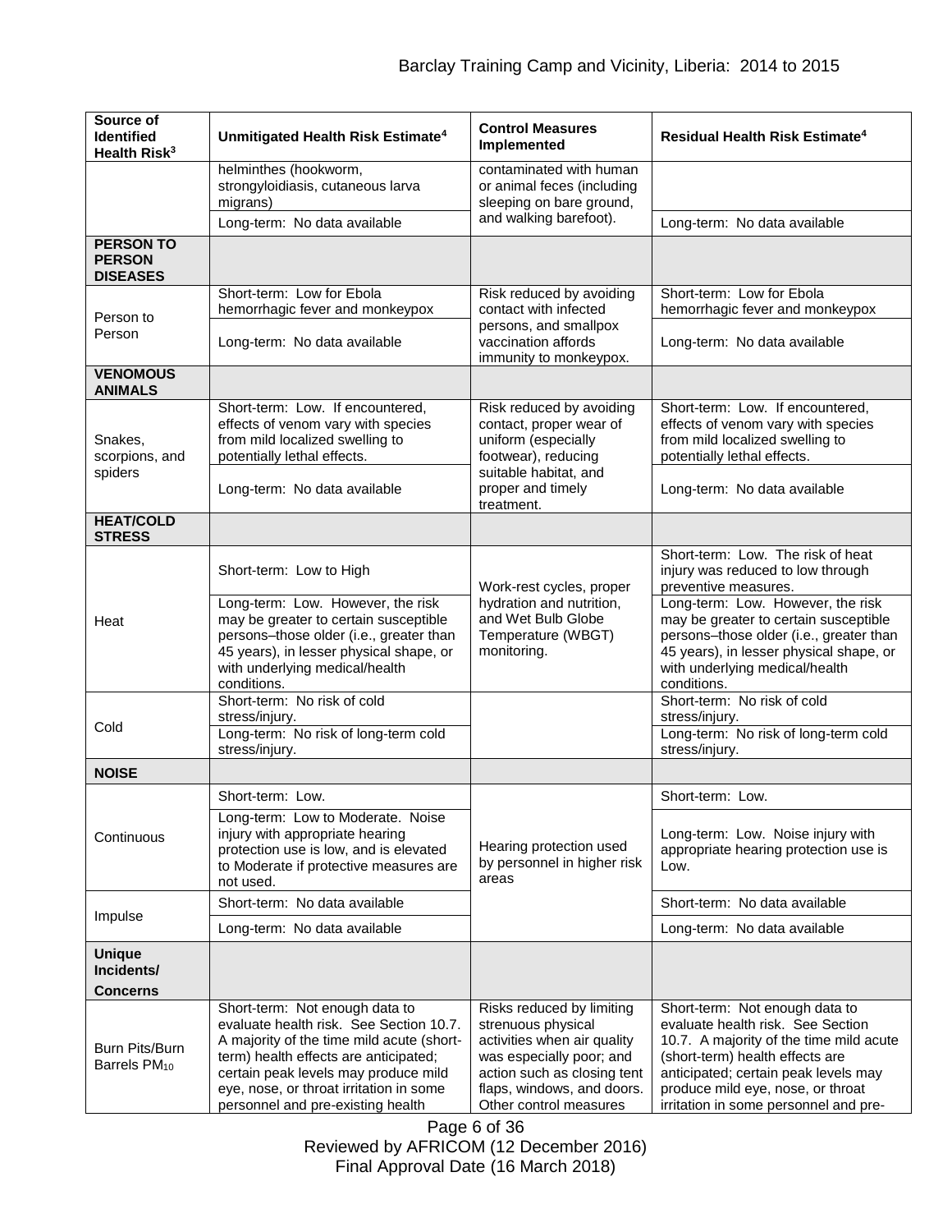| Source of Identified Health Risk[3] | Unmitigated Health Risk Estimate[4] | Control Measures Implemented | Residual Health Risk Estimate[4] |
|---|---|---|---|
| | helminthes (hookworm, strongyloidiasis, cutaneous larva migrans) | contaminated with human or animal feces (including sleeping on bare ground, and walking barefoot). | |
| | Long-term: No data available | | Long-term: No data available |
| **PERSON TO PERSON DISEASES** | | | |
| Person to Person | Short-term: Low for Ebola hemorrhagic fever and monkeypox | Risk reduced by avoiding contact with infected persons, and smallpox vaccination affords immunity to monkeypox. | Short-term: Low for Ebola hemorrhagic fever and monkeypox |
| | Long-term: No data available | | Long-term: No data available |
| **VENOMOUS ANIMALS** | | | |
| Snakes, scorpions, and spiders | Short-term: Low. If encountered, effects of venom vary with species from mild localized swelling to potentially lethal effects. | Risk reduced by avoiding contact, proper wear of uniform (especially footwear), reducing suitable habitat, and proper and timely treatment. | Short-term: Low. If encountered, effects of venom vary with species from mild localized swelling to potentially lethal effects. |
| | Long-term: No data available | | Long-term: No data available |
| **HEAT/COLD STRESS** | | | |
| Heat | Short-term: Low to High | Work-rest cycles, proper hydration and nutrition, and Wet Bulb Globe Temperature (WBGT) monitoring. | Short-term: Low. The risk of heat injury was reduced to low through preventive measures. |
| | Long-term: Low. However, the risk may be greater to certain susceptible persons–those older (i.e., greater than 45 years), in lesser physical shape, or with underlying medical/health conditions. | | Long-term: Low. However, the risk may be greater to certain susceptible persons–those older (i.e., greater than 45 years), in lesser physical shape, or with underlying medical/health conditions. |
| Cold | Short-term: No risk of cold stress/injury. | | Short-term: No risk of cold stress/injury. |
| | Long-term: No risk of long-term cold stress/injury. | | Long-term: No risk of long-term cold stress/injury. |
| **NOISE** | | | |
| Continuous | Short-term: Low. | Hearing protection used by personnel in higher risk areas | Short-term: Low. |
| | Long-term: Low to Moderate. Noise injury with appropriate hearing protection use is low, and is elevated to Moderate if protective measures are not used. | | Long-term: Low. Noise injury with appropriate hearing protection use is Low. |
| Impulse | Short-term: No data available | | Short-term: No data available |
| | Long-term: No data available | | Long-term: No data available |
| **Unique Incidents/ Concerns** | | | |
| Burn Pits/Burn Barrels $PM_{10}$ | Short-term: Not enough data to evaluate health risk. See Section 10.7. A majority of the time mild acute (short-term) health effects are anticipated; certain peak levels may produce mild eye, nose, or throat irritation in some personnel and pre-existing health | Risks reduced by limiting strenuous physical activities when air quality was especially poor; and action such as closing tent flaps, windows, and doors. Other control measures | Short-term: Not enough data to evaluate health risk. See Section 10.7. A majority of the time mild acute (short-term) health effects are anticipated; certain peak levels may produce mild eye, nose, or throat irritation in some personnel and pre- |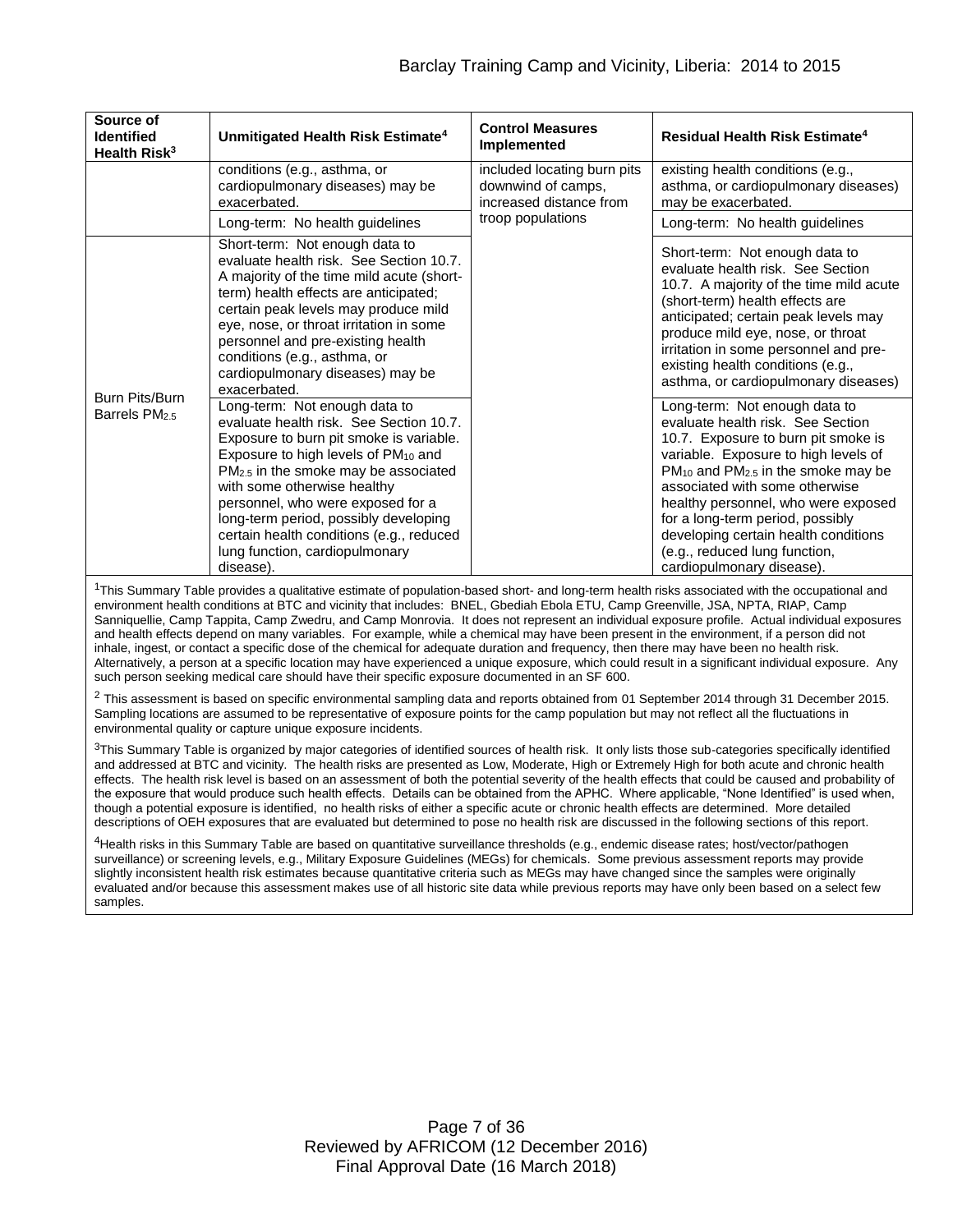| Source of Identified Health Risk[3] | Unmitigated Health Risk Estimate[4] | Control Measures Implemented | Residual Health Risk Estimate[4] |
|---|---|---|---|
| | conditions (e.g., asthma, or cardiopulmonary diseases) may be exacerbated. | included locating burn pits downwind of camps, increased distance from troop populations | existing health conditions (e.g., asthma, or cardiopulmonary diseases) may be exacerbated. |
| | Long-term: No health guidelines | | Long-term: No health guidelines |
| Burn Pits/Burn Barrels $PM_{2.5}$ | Short-term: Not enough data to evaluate health risk. See Section 10.7. A majority of the time mild acute (short-term) health effects are anticipated; certain peak levels may produce mild eye, nose, or throat irritation in some personnel and pre-existing health conditions (e.g., asthma, or cardiopulmonary diseases) may be exacerbated. | | Short-term: Not enough data to evaluate health risk. See Section 10.7. A majority of the time mild acute (short-term) health effects are anticipated; certain peak levels may produce mild eye, nose, or throat irritation in some personnel and pre-existing health conditions (e.g., asthma, or cardiopulmonary diseases) |
| | Long-term: Not enough data to evaluate health risk. See Section 10.7. Exposure to burn pit smoke is variable. Exposure to high levels of $PM_{10}$ and $PM_{2.5}$ in the smoke may be associated with some otherwise healthy personnel, who were exposed for a long-term period, possibly developing certain health conditions (e.g., reduced lung function, cardiopulmonary disease). | | Long-term: Not enough data to evaluate health risk. See Section 10.7. Exposure to burn pit smoke is variable. Exposure to high levels of $PM_{10}$ and $PM_{2.5}$ in the smoke may be associated with some otherwise healthy personnel, who were exposed for a long-term period, possibly developing certain health conditions (e.g., reduced lung function, cardiopulmonary disease). |

[1]This Summary Table provides a qualitative estimate of population-based short- and long-term health risks associated with the occupational and environment health conditions at BTC and vicinity that includes: BNEL, Gbediah Ebola ETU, Camp Greenville, JSA, NPTA, RIAP, Camp Sanniquellie, Camp Tappita, Camp Zwedru, and Camp Monrovia. It does not represent an individual exposure profile. Actual individual exposures and health effects depend on many variables. For example, while a chemical may have been present in the environment, if a person did not inhale, ingest, or contact a specific dose of the chemical for adequate duration and frequency, then there may have been no health risk. Alternatively, a person at a specific location may have experienced a unique exposure, which could result in a significant individual exposure. Any such person seeking medical care should have their specific exposure documented in an SF 600.

[2] This assessment is based on specific environmental sampling data and reports obtained from 01 September 2014 through 31 December 2015. Sampling locations are assumed to be representative of exposure points for the camp population but may not reflect all the fluctuations in environmental quality or capture unique exposure incidents.

[3]This Summary Table is organized by major categories of identified sources of health risk. It only lists those sub-categories specifically identified and addressed at BTC and vicinity. The health risks are presented as Low, Moderate, High or Extremely High for both acute and chronic health effects. The health risk level is based on an assessment of both the potential severity of the health effects that could be caused and probability of the exposure that would produce such health effects. Details can be obtained from the APHC. Where applicable, "None Identified" is used when, though a potential exposure is identified, no health risks of either a specific acute or chronic health effects are determined. More detailed descriptions of OEH exposures that are evaluated but determined to pose no health risk are discussed in the following sections of this report.

[4]Health risks in this Summary Table are based on quantitative surveillance thresholds (e.g., endemic disease rates; host/vector/pathogen surveillance) or screening levels, e.g., Military Exposure Guidelines (MEGs) for chemicals. Some previous assessment reports may provide slightly inconsistent health risk estimates because quantitative criteria such as MEGs may have changed since the samples were originally evaluated and/or because this assessment makes use of all historic site data while previous reports may have only been based on a select few samples.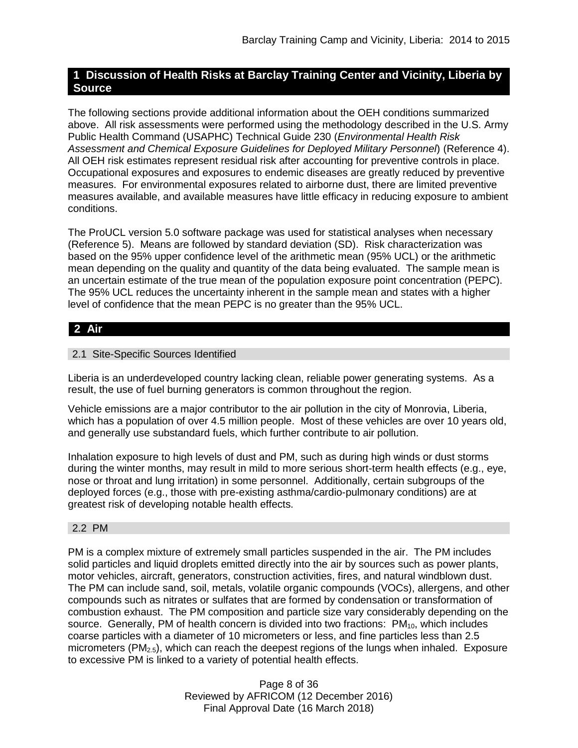## 1 Discussion of Health Risks at Barclay Training Center and Vicinity, Liberia by Source

The following sections provide additional information about the OEH conditions summarized above. All risk assessments were performed using the methodology described in the U.S. Army Public Health Command (USAPHC) Technical Guide 230 (*Environmental Health Risk Assessment and Chemical Exposure Guidelines for Deployed Military Personnel*) (Reference 4). All OEH risk estimates represent residual risk after accounting for preventive controls in place. Occupational exposures and exposures to endemic diseases are greatly reduced by preventive measures. For environmental exposures related to airborne dust, there are limited preventive measures available, and available measures have little efficacy in reducing exposure to ambient conditions.

The ProUCL version 5.0 software package was used for statistical analyses when necessary (Reference 5). Means are followed by standard deviation (SD). Risk characterization was based on the 95% upper confidence level of the arithmetic mean (95% UCL) or the arithmetic mean depending on the quality and quantity of the data being evaluated. The sample mean is an uncertain estimate of the true mean of the population exposure point concentration (PEPC). The 95% UCL reduces the uncertainty inherent in the sample mean and states with a higher level of confidence that the mean PEPC is no greater than the 95% UCL.

## 2 Air

### 2.1 Site-Specific Sources Identified

Liberia is an underdeveloped country lacking clean, reliable power generating systems. As a result, the use of fuel burning generators is common throughout the region.

Vehicle emissions are a major contributor to the air pollution in the city of Monrovia, Liberia, which has a population of over 4.5 million people. Most of these vehicles are over 10 years old, and generally use substandard fuels, which further contribute to air pollution.

Inhalation exposure to high levels of dust and PM, such as during high winds or dust storms during the winter months, may result in mild to more serious short-term health effects (e.g., eye, nose or throat and lung irritation) in some personnel. Additionally, certain subgroups of the deployed forces (e.g., those with pre-existing asthma/cardio-pulmonary conditions) are at greatest risk of developing notable health effects.

### 2.2 PM

PM is a complex mixture of extremely small particles suspended in the air. The PM includes solid particles and liquid droplets emitted directly into the air by sources such as power plants, motor vehicles, aircraft, generators, construction activities, fires, and natural windblown dust. The PM can include sand, soil, metals, volatile organic compounds (VOCs), allergens, and other compounds such as nitrates or sulfates that are formed by condensation or transformation of combustion exhaust. The PM composition and particle size vary considerably depending on the source. Generally, PM of health concern is divided into two fractions: $PM_{10}$, which includes coarse particles with a diameter of 10 micrometers or less, and fine particles less than 2.5 micrometers ($PM_{2.5}$), which can reach the deepest regions of the lungs when inhaled. Exposure to excessive PM is linked to a variety of potential health effects.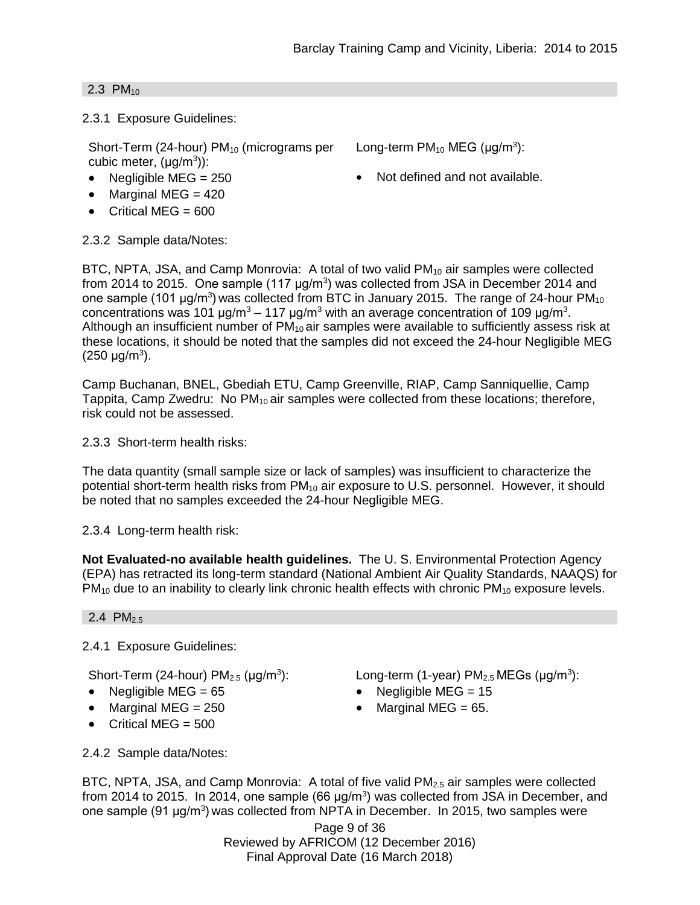## 2.3 $PM_{10}$

2.3.1 Exposure Guidelines:

Short-Term (24-hour) $PM_{10}$ (micrograms per cubic meter, (μg/m$^3$)):

- Negligible MEG = 250
- Marginal MEG = 420
- Critical MEG = 600

Long-term $PM_{10}$ MEG (μg/m$^3$):

- Not defined and not available.

2.3.2 Sample data/Notes:

BTC, NPTA, JSA, and Camp Monrovia: A total of two valid $PM_{10}$ air samples were collected from 2014 to 2015. One sample (117 μg/m$^3$) was collected from JSA in December 2014 and one sample (101 μg/m$^3$) was collected from BTC in January 2015. The range of 24-hour $PM_{10}$ concentrations was 101 μg/m$^3$ – 117 μg/m$^3$ with an average concentration of 109 μg/m$^3$. Although an insufficient number of $PM_{10}$ air samples were available to sufficiently assess risk at these locations, it should be noted that the samples did not exceed the 24-hour Negligible MEG (250 μg/m$^3$).

Camp Buchanan, BNEL, Gbediah ETU, Camp Greenville, RIAP, Camp Sanniquellie, Camp Tappita, Camp Zwedru: No $PM_{10}$ air samples were collected from these locations; therefore, risk could not be assessed.

2.3.3 Short-term health risks:

The data quantity (small sample size or lack of samples) was insufficient to characterize the potential short-term health risks from $PM_{10}$ air exposure to U.S. personnel. However, it should be noted that no samples exceeded the 24-hour Negligible MEG.

2.3.4 Long-term health risk:

**Not Evaluated-no available health guidelines.** The U. S. Environmental Protection Agency (EPA) has retracted its long-term standard (National Ambient Air Quality Standards, NAAQS) for $PM_{10}$ due to an inability to clearly link chronic health effects with chronic $PM_{10}$ exposure levels.

## 2.4 $PM_{2.5}$

2.4.1 Exposure Guidelines:

Short-Term (24-hour) $PM_{2.5}$ (μg/m$^3$):

- Negligible MEG = 65
- Marginal MEG = 250
- Critical MEG = 500

Long-term (1-year) $PM_{2.5}$ MEGs (μg/m$^3$):

- Negligible MEG = 15
- Marginal MEG = 65.

2.4.2 Sample data/Notes:

BTC, NPTA, JSA, and Camp Monrovia: A total of five valid $PM_{2.5}$ air samples were collected from 2014 to 2015. In 2014, one sample (66 μg/m$^3$) was collected from JSA in December, and one sample (91 μg/m$^3$) was collected from NPTA in December. In 2015, two samples were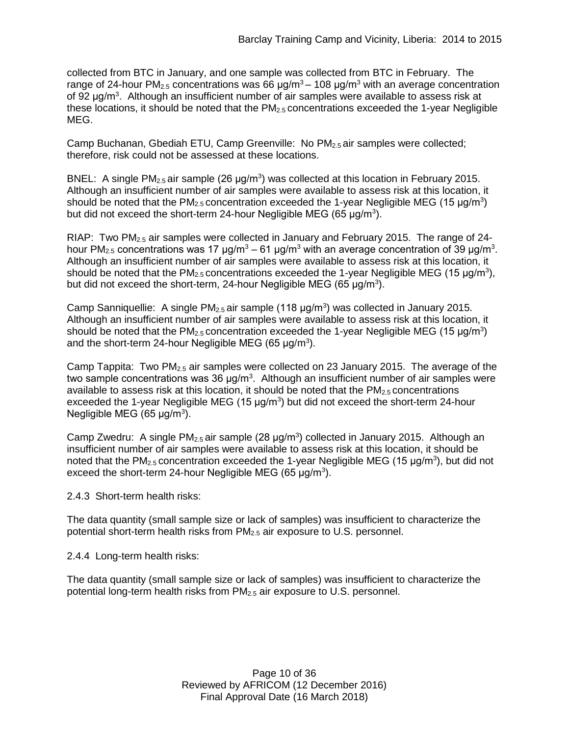collected from BTC in January, and one sample was collected from BTC in February. The range of 24-hour $PM_{2.5}$ concentrations was 66 μg/$m^3$ – 108 μg/$m^3$ with an average concentration of 92 μg/$m^3$. Although an insufficient number of air samples were available to assess risk at these locations, it should be noted that the $PM_{2.5}$ concentrations exceeded the 1-year Negligible MEG.

Camp Buchanan, Gbediah ETU, Camp Greenville: No $PM_{2.5}$ air samples were collected; therefore, risk could not be assessed at these locations.

BNEL: A single $PM_{2.5}$ air sample (26 μg/$m^3$) was collected at this location in February 2015. Although an insufficient number of air samples were available to assess risk at this location, it should be noted that the $PM_{2.5}$ concentration exceeded the 1-year Negligible MEG (15 μg/$m^3$) but did not exceed the short-term 24-hour Negligible MEG (65 μg/$m^3$).

RIAP: Two $PM_{2.5}$ air samples were collected in January and February 2015. The range of 24-hour $PM_{2.5}$ concentrations was 17 μg/$m^3$ – 61 μg/$m^3$ with an average concentration of 39 μg/$m^3$. Although an insufficient number of air samples were available to assess risk at this location, it should be noted that the $PM_{2.5}$ concentrations exceeded the 1-year Negligible MEG (15 μg/$m^3$), but did not exceed the short-term, 24-hour Negligible MEG (65 μg/$m^3$).

Camp Sanniquellie: A single $PM_{2.5}$ air sample (118 μg/$m^3$) was collected in January 2015. Although an insufficient number of air samples were available to assess risk at this location, it should be noted that the $PM_{2.5}$ concentration exceeded the 1-year Negligible MEG (15 μg/$m^3$) and the short-term 24-hour Negligible MEG (65 μg/$m^3$).

Camp Tappita: Two $PM_{2.5}$ air samples were collected on 23 January 2015. The average of the two sample concentrations was 36 μg/$m^3$. Although an insufficient number of air samples were available to assess risk at this location, it should be noted that the $PM_{2.5}$ concentrations exceeded the 1-year Negligible MEG (15 μg/$m^3$) but did not exceed the short-term 24-hour Negligible MEG (65 μg/$m^3$).

Camp Zwedru: A single $PM_{2.5}$ air sample (28 μg/$m^3$) collected in January 2015. Although an insufficient number of air samples were available to assess risk at this location, it should be noted that the $PM_{2.5}$ concentration exceeded the 1-year Negligible MEG (15 μg/$m^3$), but did not exceed the short-term 24-hour Negligible MEG (65 μg/$m^3$).

2.4.3 Short-term health risks:

The data quantity (small sample size or lack of samples) was insufficient to characterize the potential short-term health risks from $PM_{2.5}$ air exposure to U.S. personnel.

2.4.4 Long-term health risks:

The data quantity (small sample size or lack of samples) was insufficient to characterize the potential long-term health risks from $PM_{2.5}$ air exposure to U.S. personnel.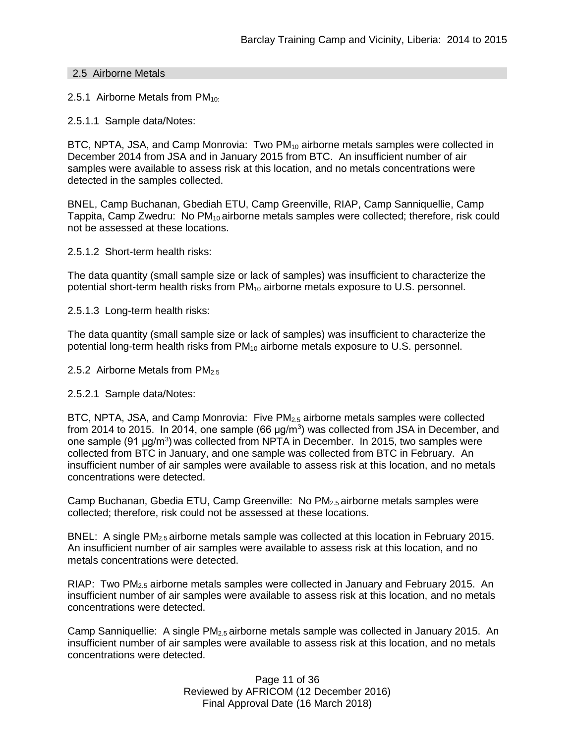## 2.5 Airborne Metals

2.5.1 Airborne Metals from $PM_{10:}$

2.5.1.1 Sample data/Notes:

BTC, NPTA, JSA, and Camp Monrovia: Two $PM_{10}$ airborne metals samples were collected in December 2014 from JSA and in January 2015 from BTC. An insufficient number of air samples were available to assess risk at this location, and no metals concentrations were detected in the samples collected.

BNEL, Camp Buchanan, Gbediah ETU, Camp Greenville, RIAP, Camp Sanniquellie, Camp Tappita, Camp Zwedru: No $PM_{10}$ airborne metals samples were collected; therefore, risk could not be assessed at these locations.

2.5.1.2 Short-term health risks:

The data quantity (small sample size or lack of samples) was insufficient to characterize the potential short-term health risks from $PM_{10}$ airborne metals exposure to U.S. personnel.

2.5.1.3 Long-term health risks:

The data quantity (small sample size or lack of samples) was insufficient to characterize the potential long-term health risks from $PM_{10}$ airborne metals exposure to U.S. personnel.

2.5.2 Airborne Metals from $PM_{2.5}$

2.5.2.1 Sample data/Notes:

BTC, NPTA, JSA, and Camp Monrovia: Five $PM_{2.5}$ airborne metals samples were collected from 2014 to 2015. In 2014, one sample (66 $\mu g/m^3$) was collected from JSA in December, and one sample (91 $\mu g/m^3$) was collected from NPTA in December. In 2015, two samples were collected from BTC in January, and one sample was collected from BTC in February. An insufficient number of air samples were available to assess risk at this location, and no metals concentrations were detected.

Camp Buchanan, Gbedia ETU, Camp Greenville: No $PM_{2.5}$ airborne metals samples were collected; therefore, risk could not be assessed at these locations.

BNEL: A single $PM_{2.5}$ airborne metals sample was collected at this location in February 2015. An insufficient number of air samples were available to assess risk at this location, and no metals concentrations were detected.

RIAP: Two $PM_{2.5}$ airborne metals samples were collected in January and February 2015. An insufficient number of air samples were available to assess risk at this location, and no metals concentrations were detected.

Camp Sanniquellie: A single $PM_{2.5}$ airborne metals sample was collected in January 2015. An insufficient number of air samples were available to assess risk at this location, and no metals concentrations were detected.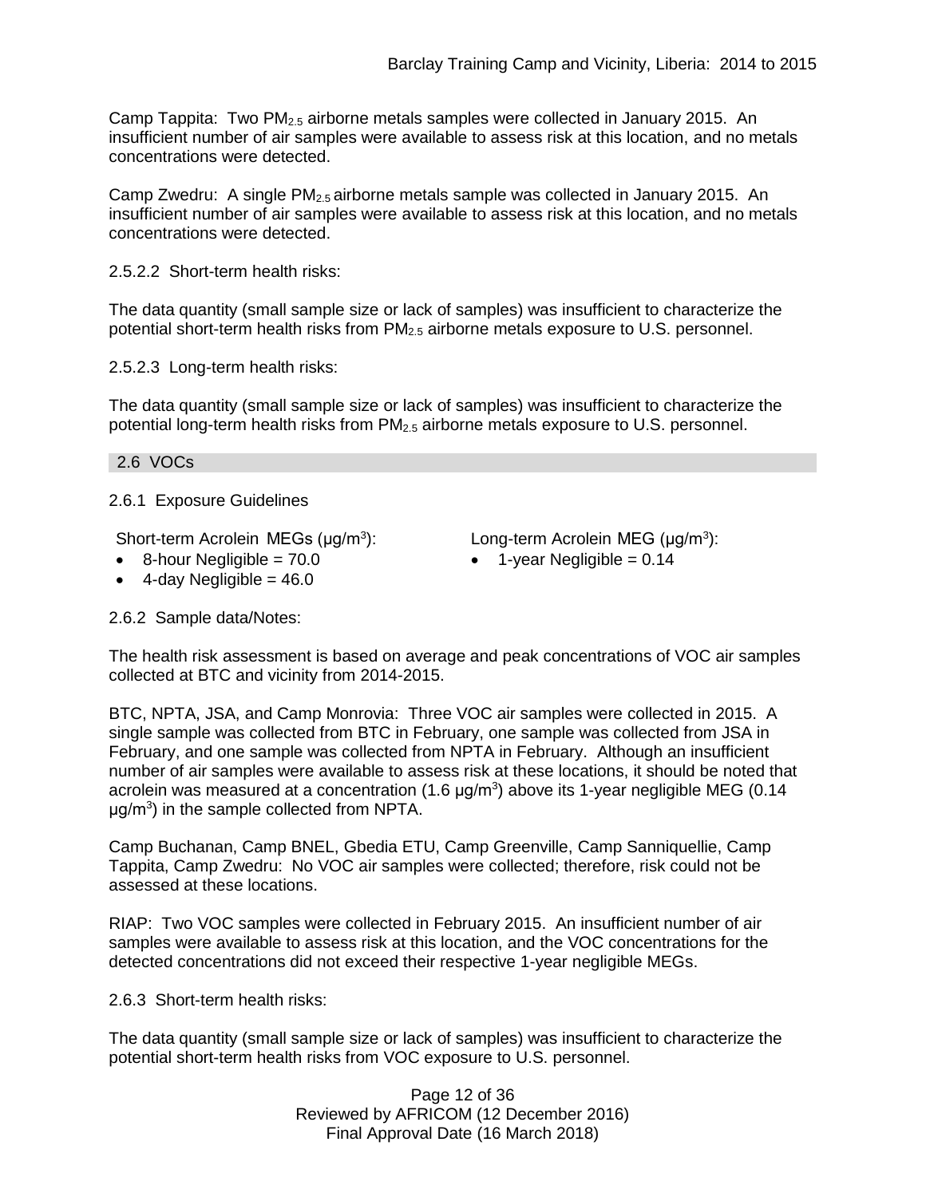Camp Tappita: Two $PM_{2.5}$ airborne metals samples were collected in January 2015. An insufficient number of air samples were available to assess risk at this location, and no metals concentrations were detected.

Camp Zwedru: A single $PM_{2.5}$ airborne metals sample was collected in January 2015. An insufficient number of air samples were available to assess risk at this location, and no metals concentrations were detected.

2.5.2.2 Short-term health risks:

The data quantity (small sample size or lack of samples) was insufficient to characterize the potential short-term health risks from $PM_{2.5}$ airborne metals exposure to U.S. personnel.

2.5.2.3 Long-term health risks:

The data quantity (small sample size or lack of samples) was insufficient to characterize the potential long-term health risks from $PM_{2.5}$ airborne metals exposure to U.S. personnel.

## 2.6 VOCs

2.6.1 Exposure Guidelines

Short-term Acrolein MEGs (μg/m$^3$):

- 8-hour Negligible = 70.0
- 4-day Negligible = 46.0

Long-term Acrolein MEG (μg/m$^3$):

- 1-year Negligible = 0.14

2.6.2 Sample data/Notes:

The health risk assessment is based on average and peak concentrations of VOC air samples collected at BTC and vicinity from 2014-2015.

BTC, NPTA, JSA, and Camp Monrovia: Three VOC air samples were collected in 2015. A single sample was collected from BTC in February, one sample was collected from JSA in February, and one sample was collected from NPTA in February. Although an insufficient number of air samples were available to assess risk at these locations, it should be noted that acrolein was measured at a concentration (1.6 μg/m$^3$) above its 1-year negligible MEG (0.14 μg/m$^3$) in the sample collected from NPTA.

Camp Buchanan, Camp BNEL, Gbedia ETU, Camp Greenville, Camp Sanniquellie, Camp Tappita, Camp Zwedru: No VOC air samples were collected; therefore, risk could not be assessed at these locations.

RIAP: Two VOC samples were collected in February 2015. An insufficient number of air samples were available to assess risk at this location, and the VOC concentrations for the detected concentrations did not exceed their respective 1-year negligible MEGs.

2.6.3 Short-term health risks:

The data quantity (small sample size or lack of samples) was insufficient to characterize the potential short-term health risks from VOC exposure to U.S. personnel.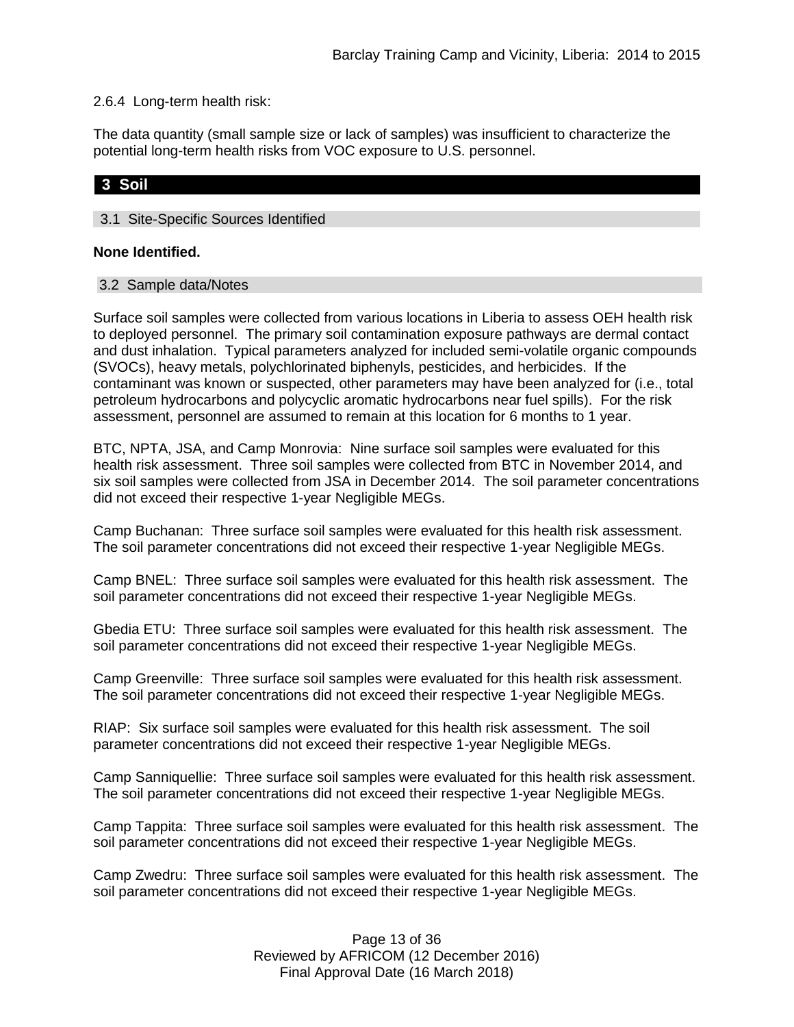2.6.4 Long-term health risk:

The data quantity (small sample size or lack of samples) was insufficient to characterize the potential long-term health risks from VOC exposure to U.S. personnel.

## 3 Soil

### 3.1 Site-Specific Sources Identified

**None Identified.**

### 3.2 Sample data/Notes

Surface soil samples were collected from various locations in Liberia to assess OEH health risk to deployed personnel. The primary soil contamination exposure pathways are dermal contact and dust inhalation. Typical parameters analyzed for included semi-volatile organic compounds (SVOCs), heavy metals, polychlorinated biphenyls, pesticides, and herbicides. If the contaminant was known or suspected, other parameters may have been analyzed for (i.e., total petroleum hydrocarbons and polycyclic aromatic hydrocarbons near fuel spills). For the risk assessment, personnel are assumed to remain at this location for 6 months to 1 year.

BTC, NPTA, JSA, and Camp Monrovia: Nine surface soil samples were evaluated for this health risk assessment. Three soil samples were collected from BTC in November 2014, and six soil samples were collected from JSA in December 2014. The soil parameter concentrations did not exceed their respective 1-year Negligible MEGs.

Camp Buchanan: Three surface soil samples were evaluated for this health risk assessment. The soil parameter concentrations did not exceed their respective 1-year Negligible MEGs.

Camp BNEL: Three surface soil samples were evaluated for this health risk assessment. The soil parameter concentrations did not exceed their respective 1-year Negligible MEGs.

Gbedia ETU: Three surface soil samples were evaluated for this health risk assessment. The soil parameter concentrations did not exceed their respective 1-year Negligible MEGs.

Camp Greenville: Three surface soil samples were evaluated for this health risk assessment. The soil parameter concentrations did not exceed their respective 1-year Negligible MEGs.

RIAP: Six surface soil samples were evaluated for this health risk assessment. The soil parameter concentrations did not exceed their respective 1-year Negligible MEGs.

Camp Sanniquellie: Three surface soil samples were evaluated for this health risk assessment. The soil parameter concentrations did not exceed their respective 1-year Negligible MEGs.

Camp Tappita: Three surface soil samples were evaluated for this health risk assessment. The soil parameter concentrations did not exceed their respective 1-year Negligible MEGs.

Camp Zwedru: Three surface soil samples were evaluated for this health risk assessment. The soil parameter concentrations did not exceed their respective 1-year Negligible MEGs.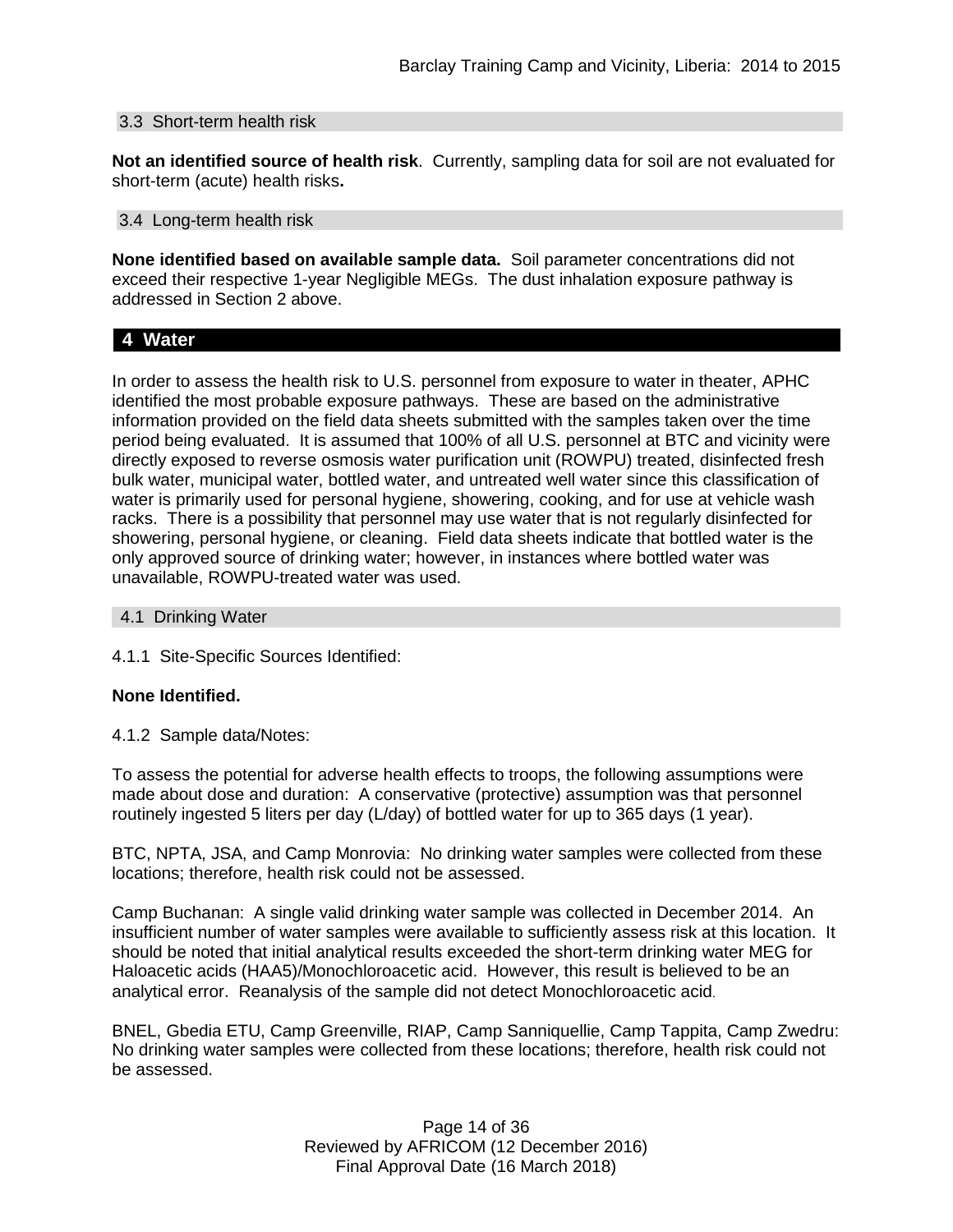### 3.3 Short-term health risk

**Not an identified source of health risk**. Currently, sampling data for soil are not evaluated for short-term (acute) health risks**.**

### 3.4 Long-term health risk

**None identified based on available sample data.** Soil parameter concentrations did not exceed their respective 1-year Negligible MEGs. The dust inhalation exposure pathway is addressed in Section 2 above.

## 4 Water

In order to assess the health risk to U.S. personnel from exposure to water in theater, APHC identified the most probable exposure pathways. These are based on the administrative information provided on the field data sheets submitted with the samples taken over the time period being evaluated. It is assumed that 100% of all U.S. personnel at BTC and vicinity were directly exposed to reverse osmosis water purification unit (ROWPU) treated, disinfected fresh bulk water, municipal water, bottled water, and untreated well water since this classification of water is primarily used for personal hygiene, showering, cooking, and for use at vehicle wash racks. There is a possibility that personnel may use water that is not regularly disinfected for showering, personal hygiene, or cleaning. Field data sheets indicate that bottled water is the only approved source of drinking water; however, in instances where bottled water was unavailable, ROWPU-treated water was used.

### 4.1 Drinking Water

4.1.1 Site-Specific Sources Identified:

**None Identified.**

4.1.2 Sample data/Notes:

To assess the potential for adverse health effects to troops, the following assumptions were made about dose and duration: A conservative (protective) assumption was that personnel routinely ingested 5 liters per day (L/day) of bottled water for up to 365 days (1 year).

BTC, NPTA, JSA, and Camp Monrovia: No drinking water samples were collected from these locations; therefore, health risk could not be assessed.

Camp Buchanan: A single valid drinking water sample was collected in December 2014. An insufficient number of water samples were available to sufficiently assess risk at this location. It should be noted that initial analytical results exceeded the short-term drinking water MEG for Haloacetic acids (HAA5)/Monochloroacetic acid. However, this result is believed to be an analytical error. Reanalysis of the sample did not detect Monochloroacetic acid.

BNEL, Gbedia ETU, Camp Greenville, RIAP, Camp Sanniquellie, Camp Tappita, Camp Zwedru: No drinking water samples were collected from these locations; therefore, health risk could not be assessed.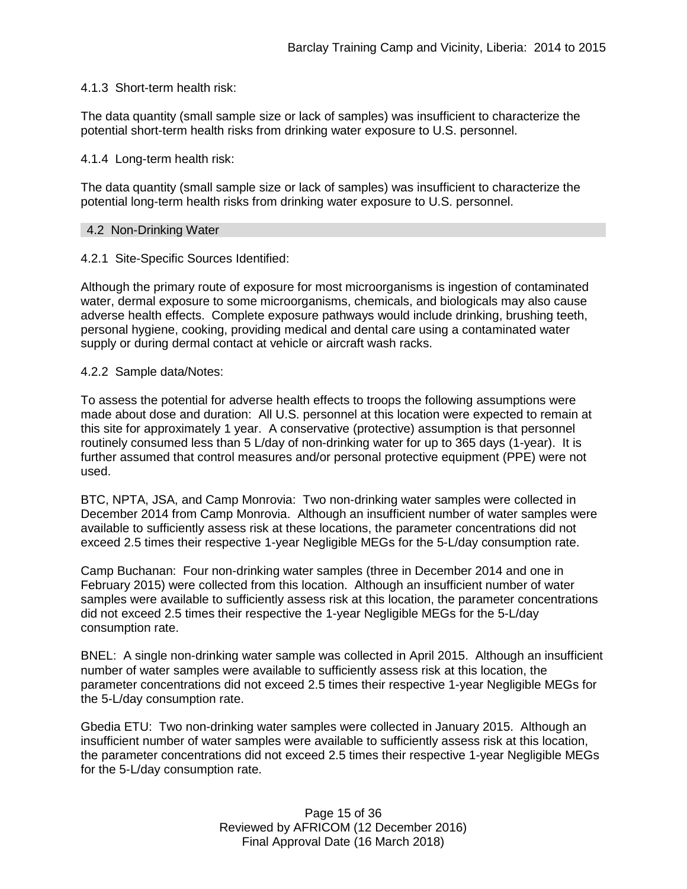4.1.3 Short-term health risk:

The data quantity (small sample size or lack of samples) was insufficient to characterize the potential short-term health risks from drinking water exposure to U.S. personnel.

4.1.4 Long-term health risk:

The data quantity (small sample size or lack of samples) was insufficient to characterize the potential long-term health risks from drinking water exposure to U.S. personnel.

## 4.2 Non-Drinking Water

4.2.1 Site-Specific Sources Identified:

Although the primary route of exposure for most microorganisms is ingestion of contaminated water, dermal exposure to some microorganisms, chemicals, and biologicals may also cause adverse health effects. Complete exposure pathways would include drinking, brushing teeth, personal hygiene, cooking, providing medical and dental care using a contaminated water supply or during dermal contact at vehicle or aircraft wash racks.

4.2.2 Sample data/Notes:

To assess the potential for adverse health effects to troops the following assumptions were made about dose and duration: All U.S. personnel at this location were expected to remain at this site for approximately 1 year. A conservative (protective) assumption is that personnel routinely consumed less than 5 L/day of non-drinking water for up to 365 days (1-year). It is further assumed that control measures and/or personal protective equipment (PPE) were not used.

BTC, NPTA, JSA, and Camp Monrovia: Two non-drinking water samples were collected in December 2014 from Camp Monrovia. Although an insufficient number of water samples were available to sufficiently assess risk at these locations, the parameter concentrations did not exceed 2.5 times their respective 1-year Negligible MEGs for the 5-L/day consumption rate.

Camp Buchanan: Four non-drinking water samples (three in December 2014 and one in February 2015) were collected from this location. Although an insufficient number of water samples were available to sufficiently assess risk at this location, the parameter concentrations did not exceed 2.5 times their respective the 1-year Negligible MEGs for the 5-L/day consumption rate.

BNEL: A single non-drinking water sample was collected in April 2015. Although an insufficient number of water samples were available to sufficiently assess risk at this location, the parameter concentrations did not exceed 2.5 times their respective 1-year Negligible MEGs for the 5-L/day consumption rate.

Gbedia ETU: Two non-drinking water samples were collected in January 2015. Although an insufficient number of water samples were available to sufficiently assess risk at this location, the parameter concentrations did not exceed 2.5 times their respective 1-year Negligible MEGs for the 5-L/day consumption rate.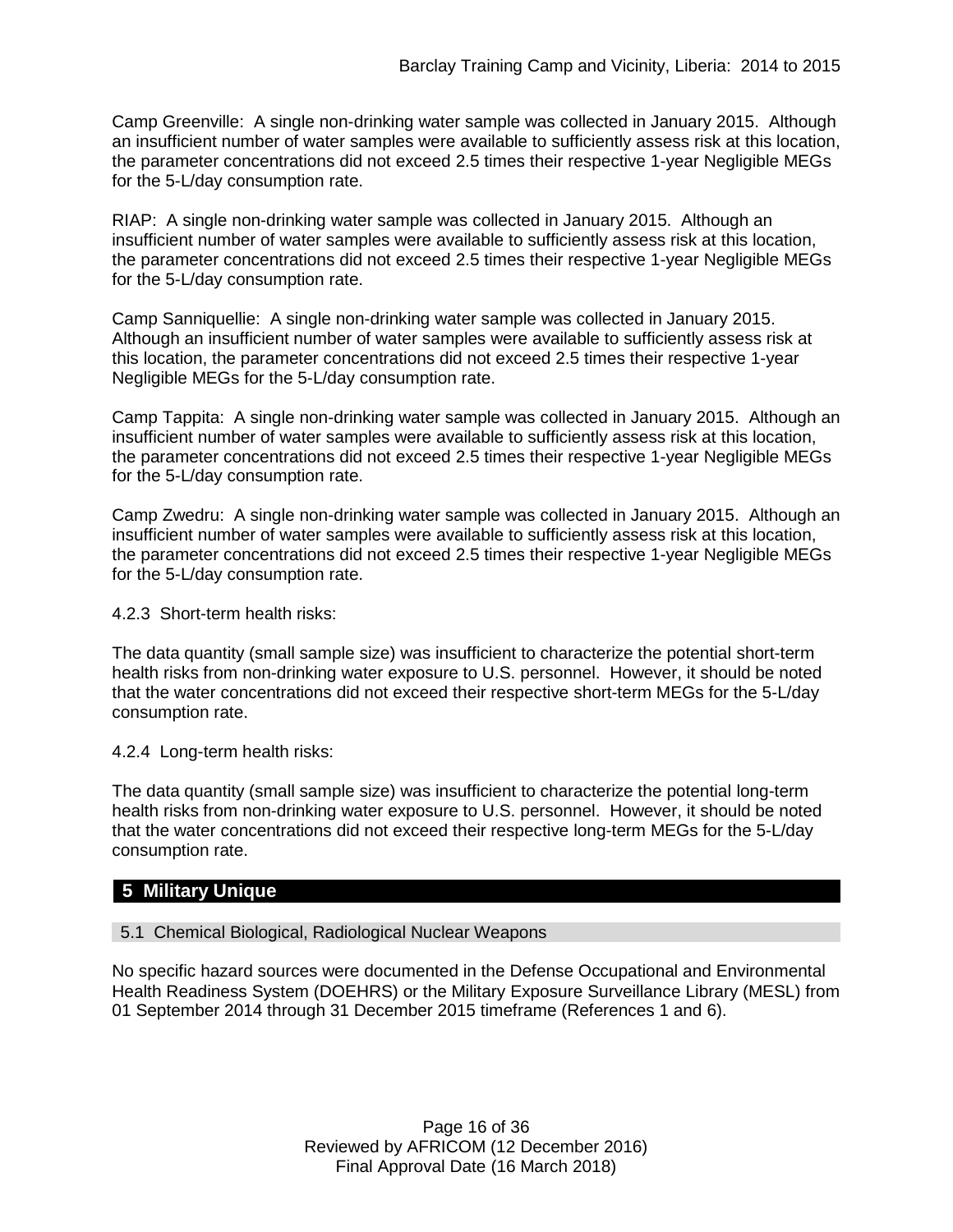Camp Greenville: A single non-drinking water sample was collected in January 2015. Although an insufficient number of water samples were available to sufficiently assess risk at this location, the parameter concentrations did not exceed 2.5 times their respective 1-year Negligible MEGs for the 5-L/day consumption rate.

RIAP: A single non-drinking water sample was collected in January 2015. Although an insufficient number of water samples were available to sufficiently assess risk at this location, the parameter concentrations did not exceed 2.5 times their respective 1-year Negligible MEGs for the 5-L/day consumption rate.

Camp Sanniquellie: A single non-drinking water sample was collected in January 2015. Although an insufficient number of water samples were available to sufficiently assess risk at this location, the parameter concentrations did not exceed 2.5 times their respective 1-year Negligible MEGs for the 5-L/day consumption rate.

Camp Tappita: A single non-drinking water sample was collected in January 2015. Although an insufficient number of water samples were available to sufficiently assess risk at this location, the parameter concentrations did not exceed 2.5 times their respective 1-year Negligible MEGs for the 5-L/day consumption rate.

Camp Zwedru: A single non-drinking water sample was collected in January 2015. Although an insufficient number of water samples were available to sufficiently assess risk at this location, the parameter concentrations did not exceed 2.5 times their respective 1-year Negligible MEGs for the 5-L/day consumption rate.

4.2.3 Short-term health risks:

The data quantity (small sample size) was insufficient to characterize the potential short-term health risks from non-drinking water exposure to U.S. personnel. However, it should be noted that the water concentrations did not exceed their respective short-term MEGs for the 5-L/day consumption rate.

4.2.4 Long-term health risks:

The data quantity (small sample size) was insufficient to characterize the potential long-term health risks from non-drinking water exposure to U.S. personnel. However, it should be noted that the water concentrations did not exceed their respective long-term MEGs for the 5-L/day consumption rate.

## 5 Military Unique

### 5.1 Chemical Biological, Radiological Nuclear Weapons

No specific hazard sources were documented in the Defense Occupational and Environmental Health Readiness System (DOEHRS) or the Military Exposure Surveillance Library (MESL) from 01 September 2014 through 31 December 2015 timeframe (References 1 and 6).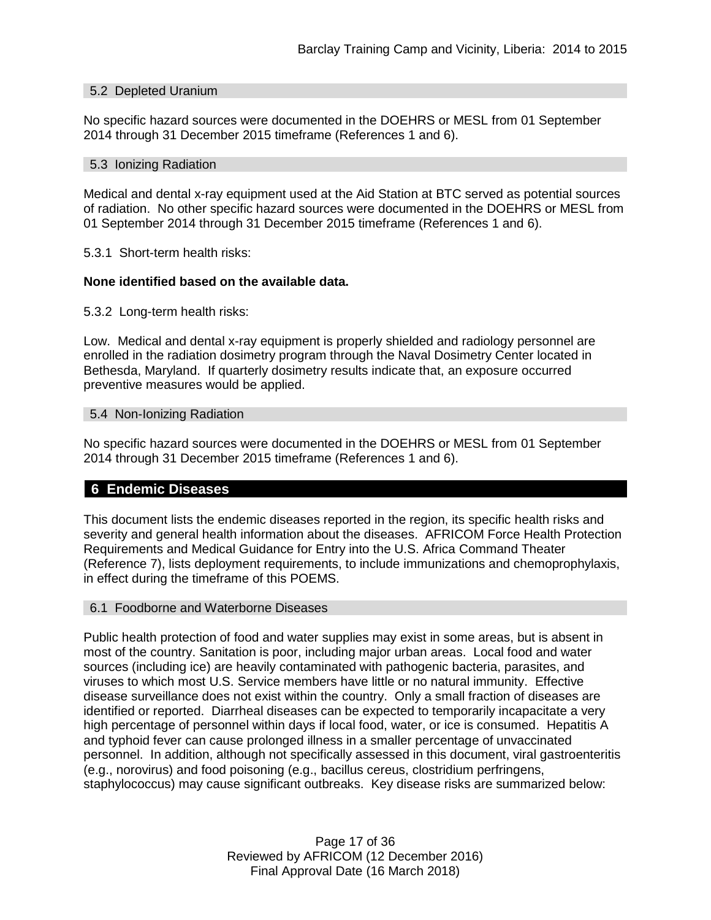### 5.2 Depleted Uranium

No specific hazard sources were documented in the DOEHRS or MESL from 01 September 2014 through 31 December 2015 timeframe (References 1 and 6).

### 5.3 Ionizing Radiation

Medical and dental x-ray equipment used at the Aid Station at BTC served as potential sources of radiation. No other specific hazard sources were documented in the DOEHRS or MESL from 01 September 2014 through 31 December 2015 timeframe (References 1 and 6).

5.3.1 Short-term health risks:

**None identified based on the available data.**

5.3.2 Long-term health risks:

Low. Medical and dental x-ray equipment is properly shielded and radiology personnel are enrolled in the radiation dosimetry program through the Naval Dosimetry Center located in Bethesda, Maryland. If quarterly dosimetry results indicate that, an exposure occurred preventive measures would be applied.

### 5.4 Non-Ionizing Radiation

No specific hazard sources were documented in the DOEHRS or MESL from 01 September 2014 through 31 December 2015 timeframe (References 1 and 6).

## 6 Endemic Diseases

This document lists the endemic diseases reported in the region, its specific health risks and severity and general health information about the diseases. AFRICOM Force Health Protection Requirements and Medical Guidance for Entry into the U.S. Africa Command Theater (Reference 7), lists deployment requirements, to include immunizations and chemoprophylaxis, in effect during the timeframe of this POEMS.

### 6.1 Foodborne and Waterborne Diseases

Public health protection of food and water supplies may exist in some areas, but is absent in most of the country. Sanitation is poor, including major urban areas. Local food and water sources (including ice) are heavily contaminated with pathogenic bacteria, parasites, and viruses to which most U.S. Service members have little or no natural immunity. Effective disease surveillance does not exist within the country. Only a small fraction of diseases are identified or reported. Diarrheal diseases can be expected to temporarily incapacitate a very high percentage of personnel within days if local food, water, or ice is consumed. Hepatitis A and typhoid fever can cause prolonged illness in a smaller percentage of unvaccinated personnel. In addition, although not specifically assessed in this document, viral gastroenteritis (e.g., norovirus) and food poisoning (e.g., bacillus cereus, clostridium perfringens, staphylococcus) may cause significant outbreaks. Key disease risks are summarized below: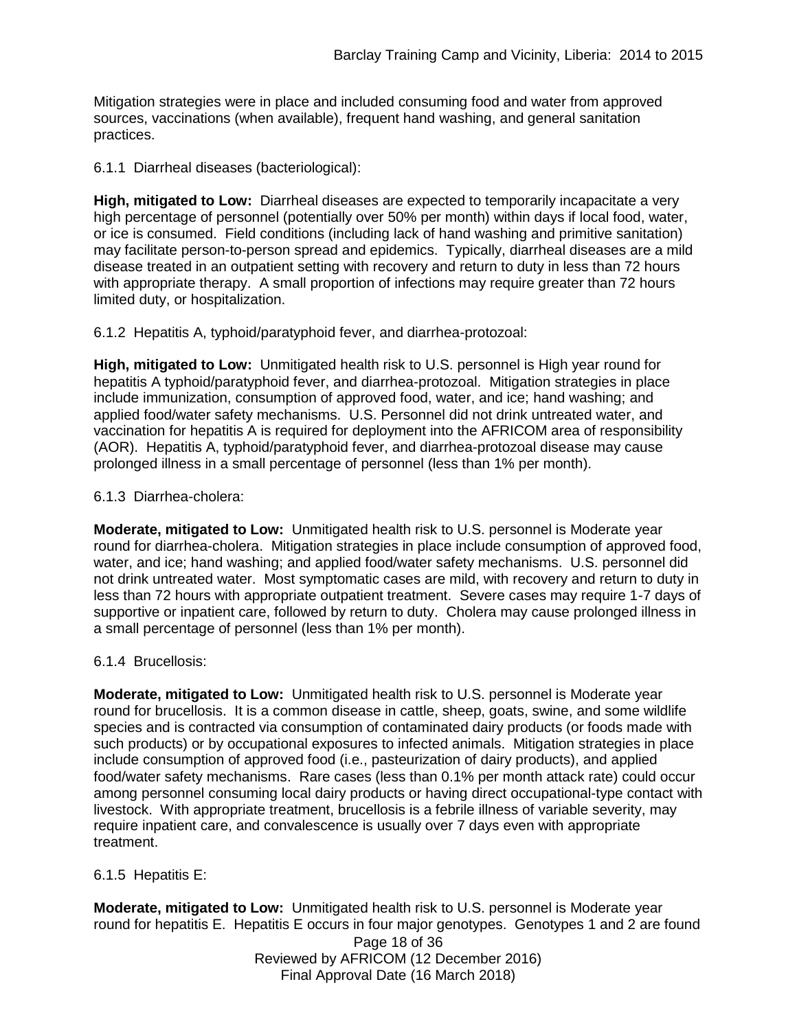Mitigation strategies were in place and included consuming food and water from approved sources, vaccinations (when available), frequent hand washing, and general sanitation practices.

6.1.1 Diarrheal diseases (bacteriological):

**High, mitigated to Low:** Diarrheal diseases are expected to temporarily incapacitate a very high percentage of personnel (potentially over 50% per month) within days if local food, water, or ice is consumed. Field conditions (including lack of hand washing and primitive sanitation) may facilitate person-to-person spread and epidemics. Typically, diarrheal diseases are a mild disease treated in an outpatient setting with recovery and return to duty in less than 72 hours with appropriate therapy. A small proportion of infections may require greater than 72 hours limited duty, or hospitalization.

6.1.2 Hepatitis A, typhoid/paratyphoid fever, and diarrhea-protozoal:

**High, mitigated to Low:** Unmitigated health risk to U.S. personnel is High year round for hepatitis A typhoid/paratyphoid fever, and diarrhea-protozoal. Mitigation strategies in place include immunization, consumption of approved food, water, and ice; hand washing; and applied food/water safety mechanisms. U.S. Personnel did not drink untreated water, and vaccination for hepatitis A is required for deployment into the AFRICOM area of responsibility (AOR). Hepatitis A, typhoid/paratyphoid fever, and diarrhea-protozoal disease may cause prolonged illness in a small percentage of personnel (less than 1% per month).

6.1.3 Diarrhea-cholera:

**Moderate, mitigated to Low:** Unmitigated health risk to U.S. personnel is Moderate year round for diarrhea-cholera. Mitigation strategies in place include consumption of approved food, water, and ice; hand washing; and applied food/water safety mechanisms. U.S. personnel did not drink untreated water. Most symptomatic cases are mild, with recovery and return to duty in less than 72 hours with appropriate outpatient treatment. Severe cases may require 1-7 days of supportive or inpatient care, followed by return to duty. Cholera may cause prolonged illness in a small percentage of personnel (less than 1% per month).

6.1.4 Brucellosis:

**Moderate, mitigated to Low:** Unmitigated health risk to U.S. personnel is Moderate year round for brucellosis. It is a common disease in cattle, sheep, goats, swine, and some wildlife species and is contracted via consumption of contaminated dairy products (or foods made with such products) or by occupational exposures to infected animals. Mitigation strategies in place include consumption of approved food (i.e., pasteurization of dairy products), and applied food/water safety mechanisms. Rare cases (less than 0.1% per month attack rate) could occur among personnel consuming local dairy products or having direct occupational-type contact with livestock. With appropriate treatment, brucellosis is a febrile illness of variable severity, may require inpatient care, and convalescence is usually over 7 days even with appropriate treatment.

6.1.5 Hepatitis E:

**Moderate, mitigated to Low:** Unmitigated health risk to U.S. personnel is Moderate year round for hepatitis E. Hepatitis E occurs in four major genotypes. Genotypes 1 and 2 are found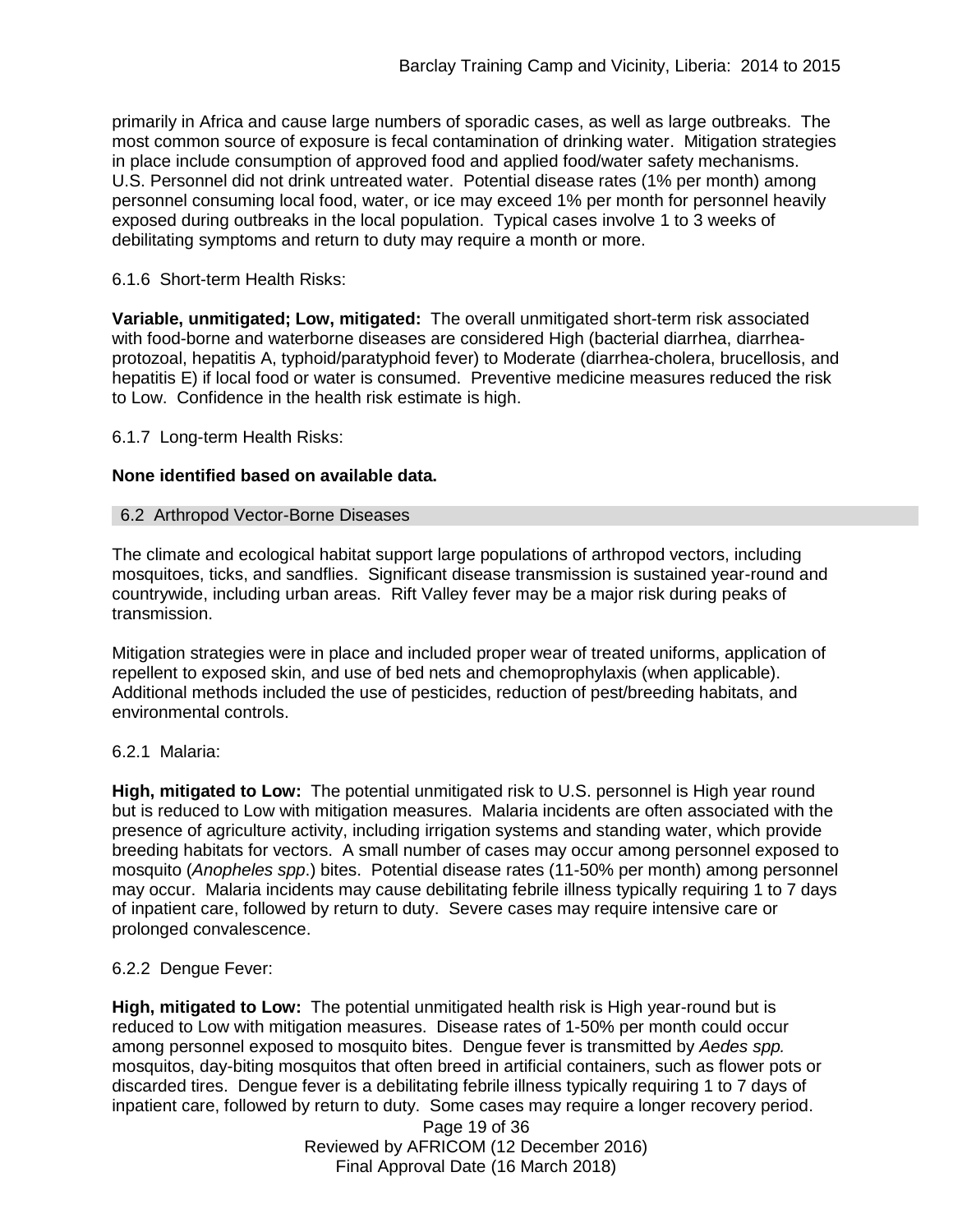primarily in Africa and cause large numbers of sporadic cases, as well as large outbreaks. The most common source of exposure is fecal contamination of drinking water. Mitigation strategies in place include consumption of approved food and applied food/water safety mechanisms. U.S. Personnel did not drink untreated water. Potential disease rates (1% per month) among personnel consuming local food, water, or ice may exceed 1% per month for personnel heavily exposed during outbreaks in the local population. Typical cases involve 1 to 3 weeks of debilitating symptoms and return to duty may require a month or more.

6.1.6 Short-term Health Risks:

**Variable, unmitigated; Low, mitigated:** The overall unmitigated short-term risk associated with food-borne and waterborne diseases are considered High (bacterial diarrhea, diarrhea-protozoal, hepatitis A, typhoid/paratyphoid fever) to Moderate (diarrhea-cholera, brucellosis, and hepatitis E) if local food or water is consumed. Preventive medicine measures reduced the risk to Low. Confidence in the health risk estimate is high.

6.1.7 Long-term Health Risks:

**None identified based on available data.**

## 6.2 Arthropod Vector-Borne Diseases

The climate and ecological habitat support large populations of arthropod vectors, including mosquitoes, ticks, and sandflies. Significant disease transmission is sustained year-round and countrywide, including urban areas. Rift Valley fever may be a major risk during peaks of transmission.

Mitigation strategies were in place and included proper wear of treated uniforms, application of repellent to exposed skin, and use of bed nets and chemoprophylaxis (when applicable). Additional methods included the use of pesticides, reduction of pest/breeding habitats, and environmental controls.

6.2.1 Malaria:

**High, mitigated to Low:** The potential unmitigated risk to U.S. personnel is High year round but is reduced to Low with mitigation measures. Malaria incidents are often associated with the presence of agriculture activity, including irrigation systems and standing water, which provide breeding habitats for vectors. A small number of cases may occur among personnel exposed to mosquito (*Anopheles spp*.) bites. Potential disease rates (11-50% per month) among personnel may occur. Malaria incidents may cause debilitating febrile illness typically requiring 1 to 7 days of inpatient care, followed by return to duty. Severe cases may require intensive care or prolonged convalescence.

6.2.2 Dengue Fever:

**High, mitigated to Low:** The potential unmitigated health risk is High year-round but is reduced to Low with mitigation measures. Disease rates of 1-50% per month could occur among personnel exposed to mosquito bites. Dengue fever is transmitted by *Aedes spp.* mosquitos, day-biting mosquitos that often breed in artificial containers, such as flower pots or discarded tires. Dengue fever is a debilitating febrile illness typically requiring 1 to 7 days of inpatient care, followed by return to duty. Some cases may require a longer recovery period.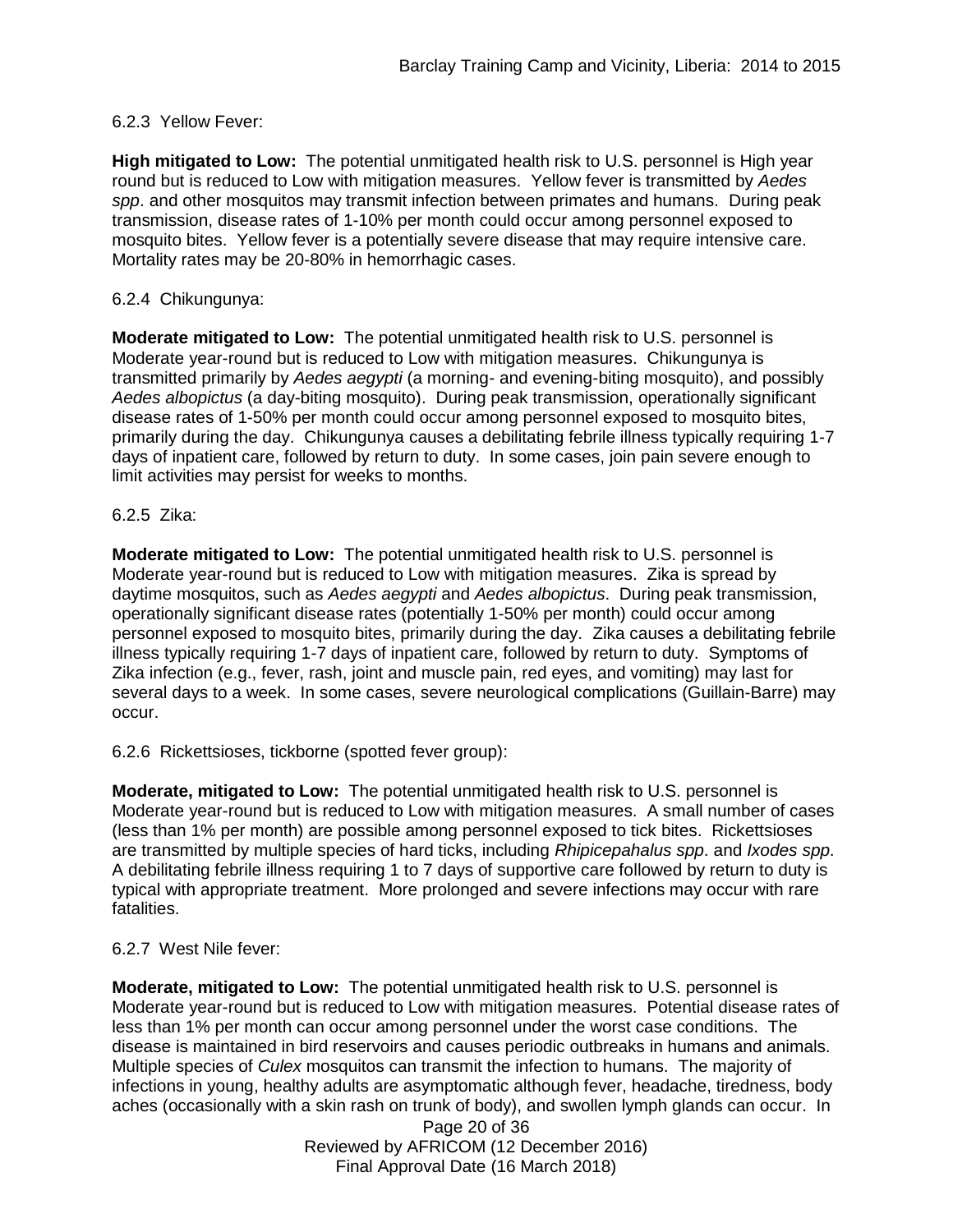6.2.3 Yellow Fever:

**High mitigated to Low:** The potential unmitigated health risk to U.S. personnel is High year round but is reduced to Low with mitigation measures. Yellow fever is transmitted by *Aedes spp*. and other mosquitos may transmit infection between primates and humans. During peak transmission, disease rates of 1-10% per month could occur among personnel exposed to mosquito bites. Yellow fever is a potentially severe disease that may require intensive care. Mortality rates may be 20-80% in hemorrhagic cases.

6.2.4 Chikungunya:

**Moderate mitigated to Low:** The potential unmitigated health risk to U.S. personnel is Moderate year-round but is reduced to Low with mitigation measures. Chikungunya is transmitted primarily by *Aedes aegypti* (a morning- and evening-biting mosquito), and possibly *Aedes albopictus* (a day-biting mosquito). During peak transmission, operationally significant disease rates of 1-50% per month could occur among personnel exposed to mosquito bites, primarily during the day. Chikungunya causes a debilitating febrile illness typically requiring 1-7 days of inpatient care, followed by return to duty. In some cases, join pain severe enough to limit activities may persist for weeks to months.

6.2.5 Zika:

**Moderate mitigated to Low:** The potential unmitigated health risk to U.S. personnel is Moderate year-round but is reduced to Low with mitigation measures. Zika is spread by daytime mosquitos, such as *Aedes aegypti* and *Aedes albopictus*. During peak transmission, operationally significant disease rates (potentially 1-50% per month) could occur among personnel exposed to mosquito bites, primarily during the day. Zika causes a debilitating febrile illness typically requiring 1-7 days of inpatient care, followed by return to duty. Symptoms of Zika infection (e.g., fever, rash, joint and muscle pain, red eyes, and vomiting) may last for several days to a week. In some cases, severe neurological complications (Guillain-Barre) may occur.

6.2.6 Rickettsioses, tickborne (spotted fever group):

**Moderate, mitigated to Low:** The potential unmitigated health risk to U.S. personnel is Moderate year-round but is reduced to Low with mitigation measures. A small number of cases (less than 1% per month) are possible among personnel exposed to tick bites. Rickettsioses are transmitted by multiple species of hard ticks, including *Rhipicepahalus spp*. and *Ixodes spp*. A debilitating febrile illness requiring 1 to 7 days of supportive care followed by return to duty is typical with appropriate treatment. More prolonged and severe infections may occur with rare fatalities.

6.2.7 West Nile fever:

**Moderate, mitigated to Low:** The potential unmitigated health risk to U.S. personnel is Moderate year-round but is reduced to Low with mitigation measures. Potential disease rates of less than 1% per month can occur among personnel under the worst case conditions. The disease is maintained in bird reservoirs and causes periodic outbreaks in humans and animals. Multiple species of *Culex* mosquitos can transmit the infection to humans. The majority of infections in young, healthy adults are asymptomatic although fever, headache, tiredness, body aches (occasionally with a skin rash on trunk of body), and swollen lymph glands can occur. In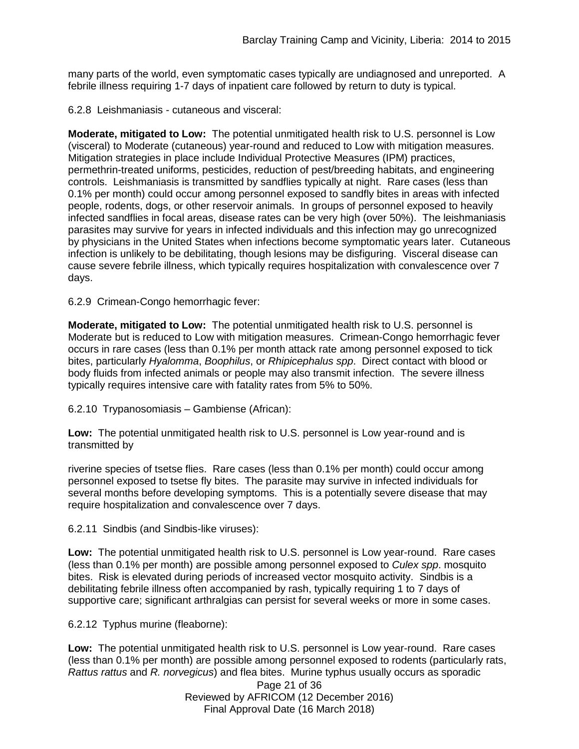many parts of the world, even symptomatic cases typically are undiagnosed and unreported. A febrile illness requiring 1-7 days of inpatient care followed by return to duty is typical.

6.2.8 Leishmaniasis - cutaneous and visceral:

**Moderate, mitigated to Low:** The potential unmitigated health risk to U.S. personnel is Low (visceral) to Moderate (cutaneous) year-round and reduced to Low with mitigation measures. Mitigation strategies in place include Individual Protective Measures (IPM) practices, permethrin-treated uniforms, pesticides, reduction of pest/breeding habitats, and engineering controls. Leishmaniasis is transmitted by sandflies typically at night. Rare cases (less than 0.1% per month) could occur among personnel exposed to sandfly bites in areas with infected people, rodents, dogs, or other reservoir animals. In groups of personnel exposed to heavily infected sandflies in focal areas, disease rates can be very high (over 50%). The leishmaniasis parasites may survive for years in infected individuals and this infection may go unrecognized by physicians in the United States when infections become symptomatic years later. Cutaneous infection is unlikely to be debilitating, though lesions may be disfiguring. Visceral disease can cause severe febrile illness, which typically requires hospitalization with convalescence over 7 days.

6.2.9 Crimean-Congo hemorrhagic fever:

**Moderate, mitigated to Low:** The potential unmitigated health risk to U.S. personnel is Moderate but is reduced to Low with mitigation measures. Crimean-Congo hemorrhagic fever occurs in rare cases (less than 0.1% per month attack rate among personnel exposed to tick bites, particularly *Hyalomma*, *Boophilus*, or *Rhipicephalus spp*. Direct contact with blood or body fluids from infected animals or people may also transmit infection. The severe illness typically requires intensive care with fatality rates from 5% to 50%.

6.2.10 Trypanosomiasis – Gambiense (African):

**Low:** The potential unmitigated health risk to U.S. personnel is Low year-round and is transmitted by riverine species of tsetse flies. Rare cases (less than 0.1% per month) could occur among personnel exposed to tsetse fly bites. The parasite may survive in infected individuals for several months before developing symptoms. This is a potentially severe disease that may require hospitalization and convalescence over 7 days.

6.2.11 Sindbis (and Sindbis-like viruses):

**Low:** The potential unmitigated health risk to U.S. personnel is Low year-round. Rare cases (less than 0.1% per month) are possible among personnel exposed to *Culex spp*. mosquito bites. Risk is elevated during periods of increased vector mosquito activity. Sindbis is a debilitating febrile illness often accompanied by rash, typically requiring 1 to 7 days of supportive care; significant arthralgias can persist for several weeks or more in some cases.

6.2.12 Typhus murine (fleaborne):

**Low:** The potential unmitigated health risk to U.S. personnel is Low year-round. Rare cases (less than 0.1% per month) are possible among personnel exposed to rodents (particularly rats, *Rattus rattus* and *R. norvegicus*) and flea bites. Murine typhus usually occurs as sporadic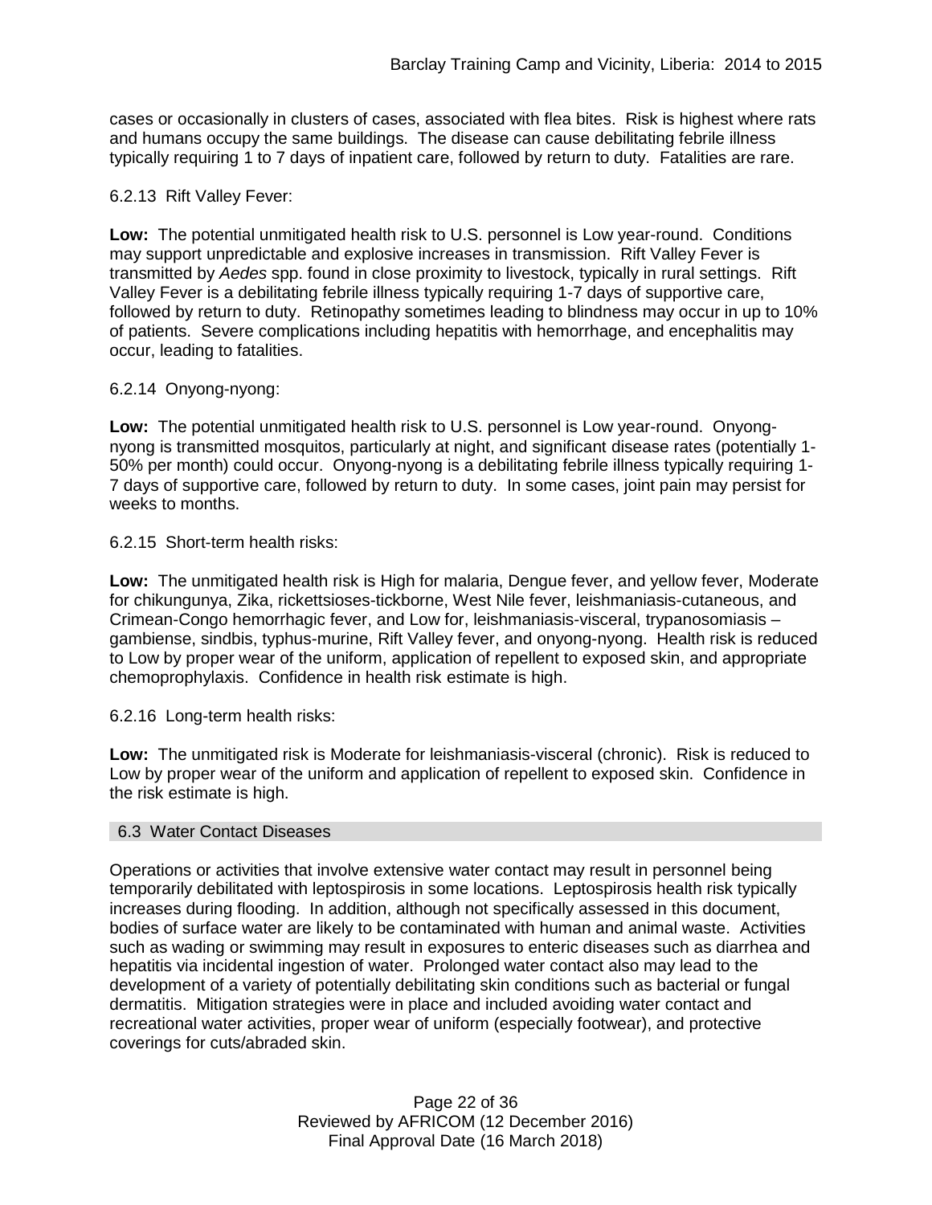cases or occasionally in clusters of cases, associated with flea bites. Risk is highest where rats and humans occupy the same buildings. The disease can cause debilitating febrile illness typically requiring 1 to 7 days of inpatient care, followed by return to duty. Fatalities are rare.

6.2.13 Rift Valley Fever:

**Low:** The potential unmitigated health risk to U.S. personnel is Low year-round. Conditions may support unpredictable and explosive increases in transmission. Rift Valley Fever is transmitted by *Aedes* spp. found in close proximity to livestock, typically in rural settings. Rift Valley Fever is a debilitating febrile illness typically requiring 1-7 days of supportive care, followed by return to duty. Retinopathy sometimes leading to blindness may occur in up to 10% of patients. Severe complications including hepatitis with hemorrhage, and encephalitis may occur, leading to fatalities.

6.2.14 Onyong-nyong:

**Low:** The potential unmitigated health risk to U.S. personnel is Low year-round. Onyong-nyong is transmitted mosquitos, particularly at night, and significant disease rates (potentially 1-50% per month) could occur. Onyong-nyong is a debilitating febrile illness typically requiring 1-7 days of supportive care, followed by return to duty. In some cases, joint pain may persist for weeks to months.

6.2.15 Short-term health risks:

**Low:** The unmitigated health risk is High for malaria, Dengue fever, and yellow fever, Moderate for chikungunya, Zika, rickettsioses-tickborne, West Nile fever, leishmaniasis-cutaneous, and Crimean-Congo hemorrhagic fever, and Low for, leishmaniasis-visceral, trypanosomiasis – gambiense, sindbis, typhus-murine, Rift Valley fever, and onyong-nyong. Health risk is reduced to Low by proper wear of the uniform, application of repellent to exposed skin, and appropriate chemoprophylaxis. Confidence in health risk estimate is high.

6.2.16 Long-term health risks:

**Low:** The unmitigated risk is Moderate for leishmaniasis-visceral (chronic). Risk is reduced to Low by proper wear of the uniform and application of repellent to exposed skin. Confidence in the risk estimate is high.

## 6.3 Water Contact Diseases

Operations or activities that involve extensive water contact may result in personnel being temporarily debilitated with leptospirosis in some locations. Leptospirosis health risk typically increases during flooding. In addition, although not specifically assessed in this document, bodies of surface water are likely to be contaminated with human and animal waste. Activities such as wading or swimming may result in exposures to enteric diseases such as diarrhea and hepatitis via incidental ingestion of water. Prolonged water contact also may lead to the development of a variety of potentially debilitating skin conditions such as bacterial or fungal dermatitis. Mitigation strategies were in place and included avoiding water contact and recreational water activities, proper wear of uniform (especially footwear), and protective coverings for cuts/abraded skin.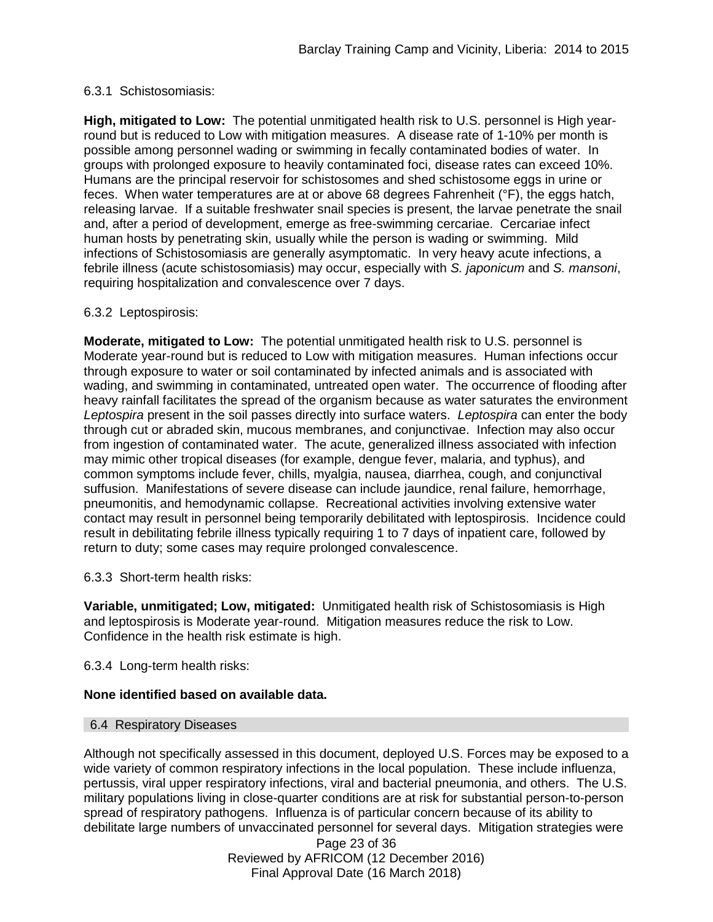#### 6.3.1 Schistosomiasis:

**High, mitigated to Low:** The potential unmitigated health risk to U.S. personnel is High year-round but is reduced to Low with mitigation measures. A disease rate of 1-10% per month is possible among personnel wading or swimming in fecally contaminated bodies of water. In groups with prolonged exposure to heavily contaminated foci, disease rates can exceed 10%. Humans are the principal reservoir for schistosomes and shed schistosome eggs in urine or feces. When water temperatures are at or above 68 degrees Fahrenheit (°F), the eggs hatch, releasing larvae. If a suitable freshwater snail species is present, the larvae penetrate the snail and, after a period of development, emerge as free-swimming cercariae. Cercariae infect human hosts by penetrating skin, usually while the person is wading or swimming. Mild infections of Schistosomiasis are generally asymptomatic. In very heavy acute infections, a febrile illness (acute schistosomiasis) may occur, especially with *S. japonicum* and *S. mansoni*, requiring hospitalization and convalescence over 7 days.

#### 6.3.2 Leptospirosis:

**Moderate, mitigated to Low:** The potential unmitigated health risk to U.S. personnel is Moderate year-round but is reduced to Low with mitigation measures. Human infections occur through exposure to water or soil contaminated by infected animals and is associated with wading, and swimming in contaminated, untreated open water. The occurrence of flooding after heavy rainfall facilitates the spread of the organism because as water saturates the environment *Leptospira* present in the soil passes directly into surface waters. *Leptospira* can enter the body through cut or abraded skin, mucous membranes, and conjunctivae. Infection may also occur from ingestion of contaminated water. The acute, generalized illness associated with infection may mimic other tropical diseases (for example, dengue fever, malaria, and typhus), and common symptoms include fever, chills, myalgia, nausea, diarrhea, cough, and conjunctival suffusion. Manifestations of severe disease can include jaundice, renal failure, hemorrhage, pneumonitis, and hemodynamic collapse. Recreational activities involving extensive water contact may result in personnel being temporarily debilitated with leptospirosis. Incidence could result in debilitating febrile illness typically requiring 1 to 7 days of inpatient care, followed by return to duty; some cases may require prolonged convalescence.

#### 6.3.3 Short-term health risks:

**Variable, unmitigated; Low, mitigated:** Unmitigated health risk of Schistosomiasis is High and leptospirosis is Moderate year-round. Mitigation measures reduce the risk to Low. Confidence in the health risk estimate is high.

#### 6.3.4 Long-term health risks:

**None identified based on available data.**

### 6.4 Respiratory Diseases

Although not specifically assessed in this document, deployed U.S. Forces may be exposed to a wide variety of common respiratory infections in the local population. These include influenza, pertussis, viral upper respiratory infections, viral and bacterial pneumonia, and others. The U.S. military populations living in close-quarter conditions are at risk for substantial person-to-person spread of respiratory pathogens. Influenza is of particular concern because of its ability to debilitate large numbers of unvaccinated personnel for several days. Mitigation strategies were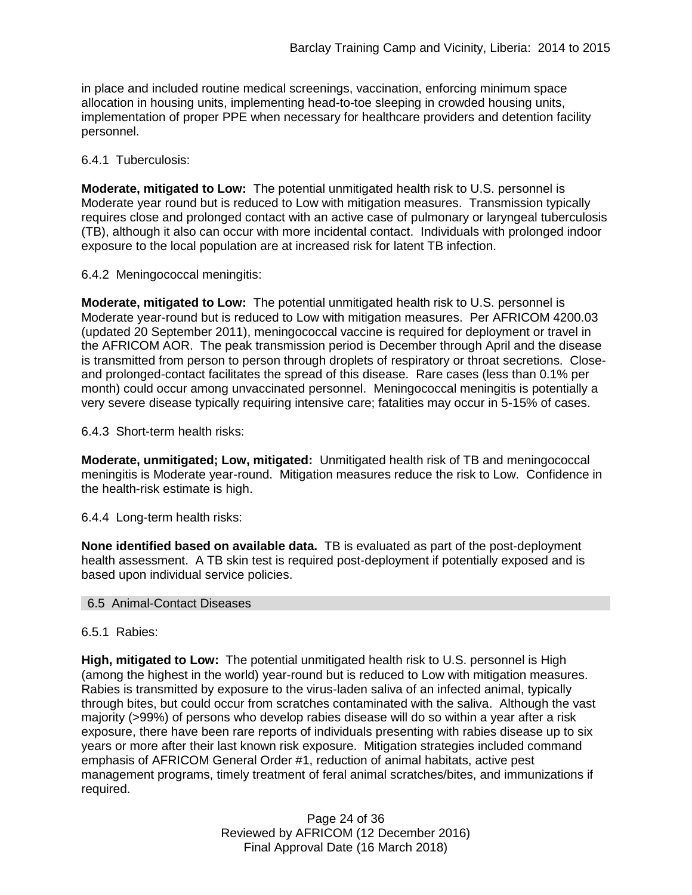in place and included routine medical screenings, vaccination, enforcing minimum space allocation in housing units, implementing head-to-toe sleeping in crowded housing units, implementation of proper PPE when necessary for healthcare providers and detention facility personnel.

6.4.1 Tuberculosis:

**Moderate, mitigated to Low:** The potential unmitigated health risk to U.S. personnel is Moderate year round but is reduced to Low with mitigation measures. Transmission typically requires close and prolonged contact with an active case of pulmonary or laryngeal tuberculosis (TB), although it also can occur with more incidental contact. Individuals with prolonged indoor exposure to the local population are at increased risk for latent TB infection.

6.4.2 Meningococcal meningitis:

**Moderate, mitigated to Low:** The potential unmitigated health risk to U.S. personnel is Moderate year-round but is reduced to Low with mitigation measures. Per AFRICOM 4200.03 (updated 20 September 2011), meningococcal vaccine is required for deployment or travel in the AFRICOM AOR. The peak transmission period is December through April and the disease is transmitted from person to person through droplets of respiratory or throat secretions. Close- and prolonged-contact facilitates the spread of this disease. Rare cases (less than 0.1% per month) could occur among unvaccinated personnel. Meningococcal meningitis is potentially a very severe disease typically requiring intensive care; fatalities may occur in 5-15% of cases.

6.4.3 Short-term health risks:

**Moderate, unmitigated; Low, mitigated:** Unmitigated health risk of TB and meningococcal meningitis is Moderate year-round. Mitigation measures reduce the risk to Low. Confidence in the health-risk estimate is high.

6.4.4 Long-term health risks:

**None identified based on available data.** TB is evaluated as part of the post-deployment health assessment. A TB skin test is required post-deployment if potentially exposed and is based upon individual service policies.

## 6.5 Animal-Contact Diseases

6.5.1 Rabies:

**High, mitigated to Low:** The potential unmitigated health risk to U.S. personnel is High (among the highest in the world) year-round but is reduced to Low with mitigation measures. Rabies is transmitted by exposure to the virus-laden saliva of an infected animal, typically through bites, but could occur from scratches contaminated with the saliva. Although the vast majority (>99%) of persons who develop rabies disease will do so within a year after a risk exposure, there have been rare reports of individuals presenting with rabies disease up to six years or more after their last known risk exposure. Mitigation strategies included command emphasis of AFRICOM General Order #1, reduction of animal habitats, active pest management programs, timely treatment of feral animal scratches/bites, and immunizations if required.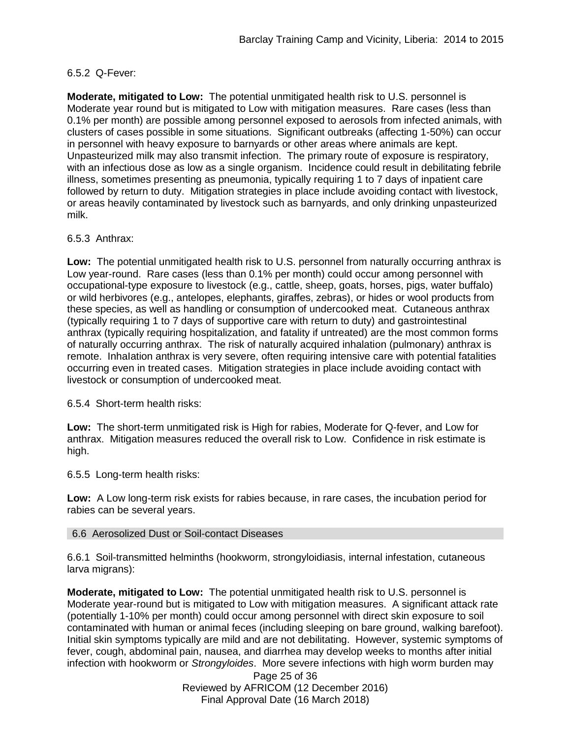6.5.2  Q-Fever:

**Moderate, mitigated to Low:** The potential unmitigated health risk to U.S. personnel is Moderate year round but is mitigated to Low with mitigation measures. Rare cases (less than 0.1% per month) are possible among personnel exposed to aerosols from infected animals, with clusters of cases possible in some situations. Significant outbreaks (affecting 1-50%) can occur in personnel with heavy exposure to barnyards or other areas where animals are kept. Unpasteurized milk may also transmit infection. The primary route of exposure is respiratory, with an infectious dose as low as a single organism. Incidence could result in debilitating febrile illness, sometimes presenting as pneumonia, typically requiring 1 to 7 days of inpatient care followed by return to duty. Mitigation strategies in place include avoiding contact with livestock, or areas heavily contaminated by livestock such as barnyards, and only drinking unpasteurized milk.

6.5.3  Anthrax:

**Low:** The potential unmitigated health risk to U.S. personnel from naturally occurring anthrax is Low year-round. Rare cases (less than 0.1% per month) could occur among personnel with occupational-type exposure to livestock (e.g., cattle, sheep, goats, horses, pigs, water buffalo) or wild herbivores (e.g., antelopes, elephants, giraffes, zebras), or hides or wool products from these species, as well as handling or consumption of undercooked meat. Cutaneous anthrax (typically requiring 1 to 7 days of supportive care with return to duty) and gastrointestinal anthrax (typically requiring hospitalization, and fatality if untreated) are the most common forms of naturally occurring anthrax. The risk of naturally acquired inhalation (pulmonary) anthrax is remote. Inhalation anthrax is very severe, often requiring intensive care with potential fatalities occurring even in treated cases. Mitigation strategies in place include avoiding contact with livestock or consumption of undercooked meat.

6.5.4  Short-term health risks:

**Low:** The short-term unmitigated risk is High for rabies, Moderate for Q-fever, and Low for anthrax. Mitigation measures reduced the overall risk to Low. Confidence in risk estimate is high.

6.5.5  Long-term health risks:

**Low:** A Low long-term risk exists for rabies because, in rare cases, the incubation period for rabies can be several years.

## 6.6  Aerosolized Dust or Soil-contact Diseases

6.6.1  Soil-transmitted helminths (hookworm, strongyloidiasis, internal infestation, cutaneous larva migrans):

**Moderate, mitigated to Low:** The potential unmitigated health risk to U.S. personnel is Moderate year-round but is mitigated to Low with mitigation measures. A significant attack rate (potentially 1-10% per month) could occur among personnel with direct skin exposure to soil contaminated with human or animal feces (including sleeping on bare ground, walking barefoot). Initial skin symptoms typically are mild and are not debilitating. However, systemic symptoms of fever, cough, abdominal pain, nausea, and diarrhea may develop weeks to months after initial infection with hookworm or *Strongyloides*. More severe infections with high worm burden may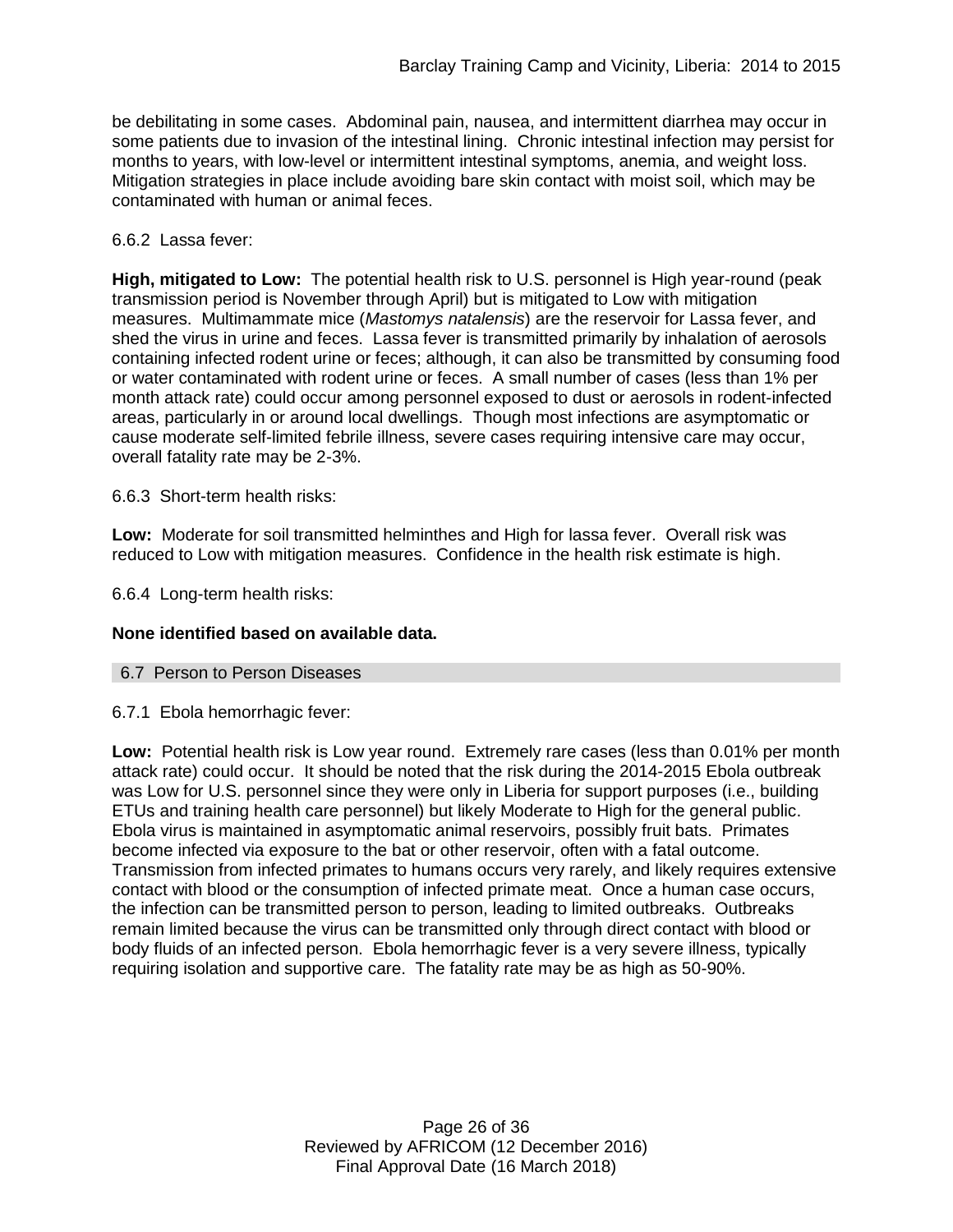be debilitating in some cases. Abdominal pain, nausea, and intermittent diarrhea may occur in some patients due to invasion of the intestinal lining. Chronic intestinal infection may persist for months to years, with low-level or intermittent intestinal symptoms, anemia, and weight loss. Mitigation strategies in place include avoiding bare skin contact with moist soil, which may be contaminated with human or animal feces.

6.6.2 Lassa fever:

**High, mitigated to Low:** The potential health risk to U.S. personnel is High year-round (peak transmission period is November through April) but is mitigated to Low with mitigation measures. Multimammate mice (*Mastomys natalensis*) are the reservoir for Lassa fever, and shed the virus in urine and feces. Lassa fever is transmitted primarily by inhalation of aerosols containing infected rodent urine or feces; although, it can also be transmitted by consuming food or water contaminated with rodent urine or feces. A small number of cases (less than 1% per month attack rate) could occur among personnel exposed to dust or aerosols in rodent-infected areas, particularly in or around local dwellings. Though most infections are asymptomatic or cause moderate self-limited febrile illness, severe cases requiring intensive care may occur, overall fatality rate may be 2-3%.

6.6.3 Short-term health risks:

**Low:** Moderate for soil transmitted helminthes and High for lassa fever. Overall risk was reduced to Low with mitigation measures. Confidence in the health risk estimate is high.

6.6.4 Long-term health risks:

**None identified based on available data.**

## 6.7 Person to Person Diseases

6.7.1 Ebola hemorrhagic fever:

**Low:** Potential health risk is Low year round. Extremely rare cases (less than 0.01% per month attack rate) could occur. It should be noted that the risk during the 2014-2015 Ebola outbreak was Low for U.S. personnel since they were only in Liberia for support purposes (i.e., building ETUs and training health care personnel) but likely Moderate to High for the general public. Ebola virus is maintained in asymptomatic animal reservoirs, possibly fruit bats. Primates become infected via exposure to the bat or other reservoir, often with a fatal outcome. Transmission from infected primates to humans occurs very rarely, and likely requires extensive contact with blood or the consumption of infected primate meat. Once a human case occurs, the infection can be transmitted person to person, leading to limited outbreaks. Outbreaks remain limited because the virus can be transmitted only through direct contact with blood or body fluids of an infected person. Ebola hemorrhagic fever is a very severe illness, typically requiring isolation and supportive care. The fatality rate may be as high as 50-90%.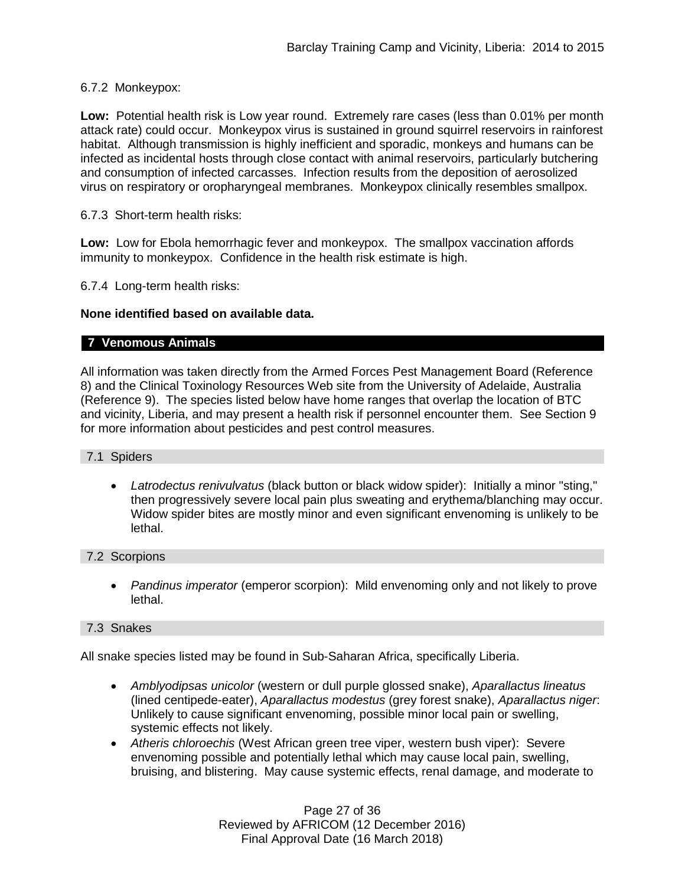6.7.2 Monkeypox:

**Low:** Potential health risk is Low year round. Extremely rare cases (less than 0.01% per month attack rate) could occur. Monkeypox virus is sustained in ground squirrel reservoirs in rainforest habitat. Although transmission is highly inefficient and sporadic, monkeys and humans can be infected as incidental hosts through close contact with animal reservoirs, particularly butchering and consumption of infected carcasses. Infection results from the deposition of aerosolized virus on respiratory or oropharyngeal membranes. Monkeypox clinically resembles smallpox.

6.7.3 Short-term health risks:

**Low:** Low for Ebola hemorrhagic fever and monkeypox. The smallpox vaccination affords immunity to monkeypox. Confidence in the health risk estimate is high.

6.7.4 Long-term health risks:

**None identified based on available data.**

## 7 Venomous Animals

All information was taken directly from the Armed Forces Pest Management Board (Reference 8) and the Clinical Toxinology Resources Web site from the University of Adelaide, Australia (Reference 9). The species listed below have home ranges that overlap the location of BTC and vicinity, Liberia, and may present a health risk if personnel encounter them. See Section 9 for more information about pesticides and pest control measures.

### 7.1 Spiders

- *Latrodectus renivulvatus* (black button or black widow spider): Initially a minor "sting," then progressively severe local pain plus sweating and erythema/blanching may occur. Widow spider bites are mostly minor and even significant envenoming is unlikely to be lethal.

### 7.2 Scorpions

- *Pandinus imperator* (emperor scorpion): Mild envenoming only and not likely to prove lethal.

### 7.3 Snakes

All snake species listed may be found in Sub-Saharan Africa, specifically Liberia.

- *Amblyodipsas unicolor* (western or dull purple glossed snake), *Aparallactus lineatus* (lined centipede-eater), *Aparallactus modestus* (grey forest snake), *Aparallactus niger*: Unlikely to cause significant envenoming, possible minor local pain or swelling, systemic effects not likely.
- *Atheris chloroechis* (West African green tree viper, western bush viper): Severe envenoming possible and potentially lethal which may cause local pain, swelling, bruising, and blistering. May cause systemic effects, renal damage, and moderate to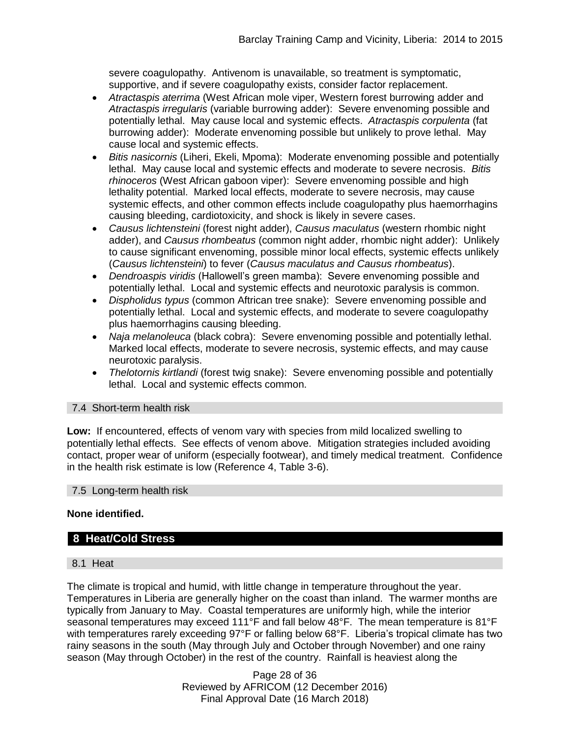severe coagulopathy. Antivenom is unavailable, so treatment is symptomatic, supportive, and if severe coagulopathy exists, consider factor replacement.

- *Atractaspis aterrima* (West African mole viper, Western forest burrowing adder and *Atractaspis irregularis* (variable burrowing adder): Severe envenoming possible and potentially lethal. May cause local and systemic effects. *Atractaspis corpulenta* (fat burrowing adder): Moderate envenoming possible but unlikely to prove lethal. May cause local and systemic effects.
- *Bitis nasicornis* (Liheri, Ekeli, Mpoma): Moderate envenoming possible and potentially lethal. May cause local and systemic effects and moderate to severe necrosis. *Bitis rhinoceros* (West African gaboon viper): Severe envenoming possible and high lethality potential. Marked local effects, moderate to severe necrosis, may cause systemic effects, and other common effects include coagulopathy plus haemorrhagins causing bleeding, cardiotoxicity, and shock is likely in severe cases.
- *Causus lichtensteini* (forest night adder), *Causus maculatus* (western rhombic night adder), and *Causus rhombeatus* (common night adder, rhombic night adder): Unlikely to cause significant envenoming, possible minor local effects, systemic effects unlikely (*Causus lichtensteini*) to fever (*Causus maculatus and Causus rhombeatus*).
- *Dendroaspis viridis* (Hallowell's green mamba): Severe envenoming possible and potentially lethal. Local and systemic effects and neurotoxic paralysis is common.
- *Dispholidus typus* (common Aftrican tree snake): Severe envenoming possible and potentially lethal. Local and systemic effects, and moderate to severe coagulopathy plus haemorrhagins causing bleeding.
- *Naja melanoleuca* (black cobra): Severe envenoming possible and potentially lethal. Marked local effects, moderate to severe necrosis, systemic effects, and may cause neurotoxic paralysis.
- *Thelotornis kirtlandi* (forest twig snake): Severe envenoming possible and potentially lethal. Local and systemic effects common.

### 7.4 Short-term health risk

**Low:** If encountered, effects of venom vary with species from mild localized swelling to potentially lethal effects. See effects of venom above. Mitigation strategies included avoiding contact, proper wear of uniform (especially footwear), and timely medical treatment. Confidence in the health risk estimate is low (Reference 4, Table 3-6).

### 7.5 Long-term health risk

**None identified.**

## 8 Heat/Cold Stress

### 8.1 Heat

The climate is tropical and humid, with little change in temperature throughout the year. Temperatures in Liberia are generally higher on the coast than inland. The warmer months are typically from January to May. Coastal temperatures are uniformly high, while the interior seasonal temperatures may exceed 111°F and fall below 48°F. The mean temperature is 81°F with temperatures rarely exceeding 97°F or falling below 68°F. Liberia's tropical climate has two rainy seasons in the south (May through July and October through November) and one rainy season (May through October) in the rest of the country. Rainfall is heaviest along the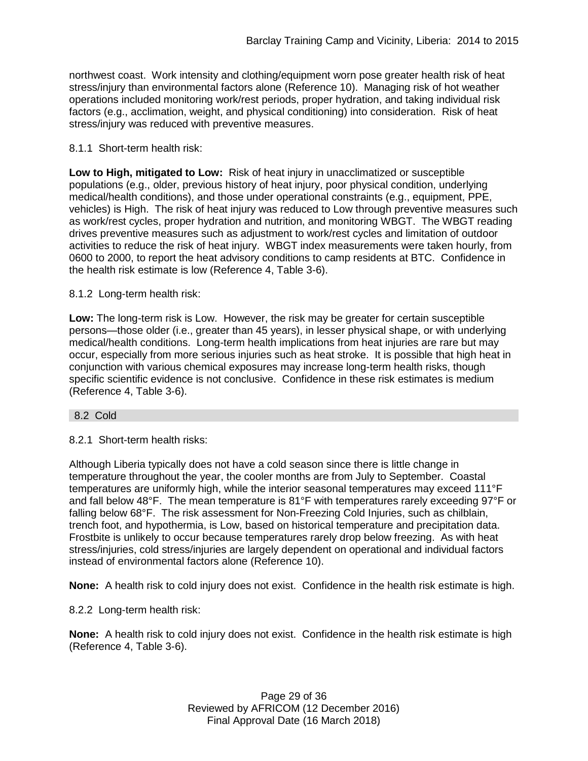northwest coast. Work intensity and clothing/equipment worn pose greater health risk of heat stress/injury than environmental factors alone (Reference 10). Managing risk of hot weather operations included monitoring work/rest periods, proper hydration, and taking individual risk factors (e.g., acclimation, weight, and physical conditioning) into consideration. Risk of heat stress/injury was reduced with preventive measures.

8.1.1 Short-term health risk:

**Low to High, mitigated to Low:** Risk of heat injury in unacclimatized or susceptible populations (e.g., older, previous history of heat injury, poor physical condition, underlying medical/health conditions), and those under operational constraints (e.g., equipment, PPE, vehicles) is High. The risk of heat injury was reduced to Low through preventive measures such as work/rest cycles, proper hydration and nutrition, and monitoring WBGT. The WBGT reading drives preventive measures such as adjustment to work/rest cycles and limitation of outdoor activities to reduce the risk of heat injury. WBGT index measurements were taken hourly, from 0600 to 2000, to report the heat advisory conditions to camp residents at BTC. Confidence in the health risk estimate is low (Reference 4, Table 3-6).

8.1.2 Long-term health risk:

**Low:** The long-term risk is Low. However, the risk may be greater for certain susceptible persons—those older (i.e., greater than 45 years), in lesser physical shape, or with underlying medical/health conditions. Long-term health implications from heat injuries are rare but may occur, especially from more serious injuries such as heat stroke. It is possible that high heat in conjunction with various chemical exposures may increase long-term health risks, though specific scientific evidence is not conclusive. Confidence in these risk estimates is medium (Reference 4, Table 3-6).

## 8.2 Cold

8.2.1 Short-term health risks:

Although Liberia typically does not have a cold season since there is little change in temperature throughout the year, the cooler months are from July to September. Coastal temperatures are uniformly high, while the interior seasonal temperatures may exceed 111°F and fall below 48°F. The mean temperature is 81°F with temperatures rarely exceeding 97°F or falling below 68°F. The risk assessment for Non-Freezing Cold Injuries, such as chilblain, trench foot, and hypothermia, is Low, based on historical temperature and precipitation data. Frostbite is unlikely to occur because temperatures rarely drop below freezing. As with heat stress/injuries, cold stress/injuries are largely dependent on operational and individual factors instead of environmental factors alone (Reference 10).

**None:** A health risk to cold injury does not exist. Confidence in the health risk estimate is high.

8.2.2 Long-term health risk:

**None:** A health risk to cold injury does not exist. Confidence in the health risk estimate is high (Reference 4, Table 3-6).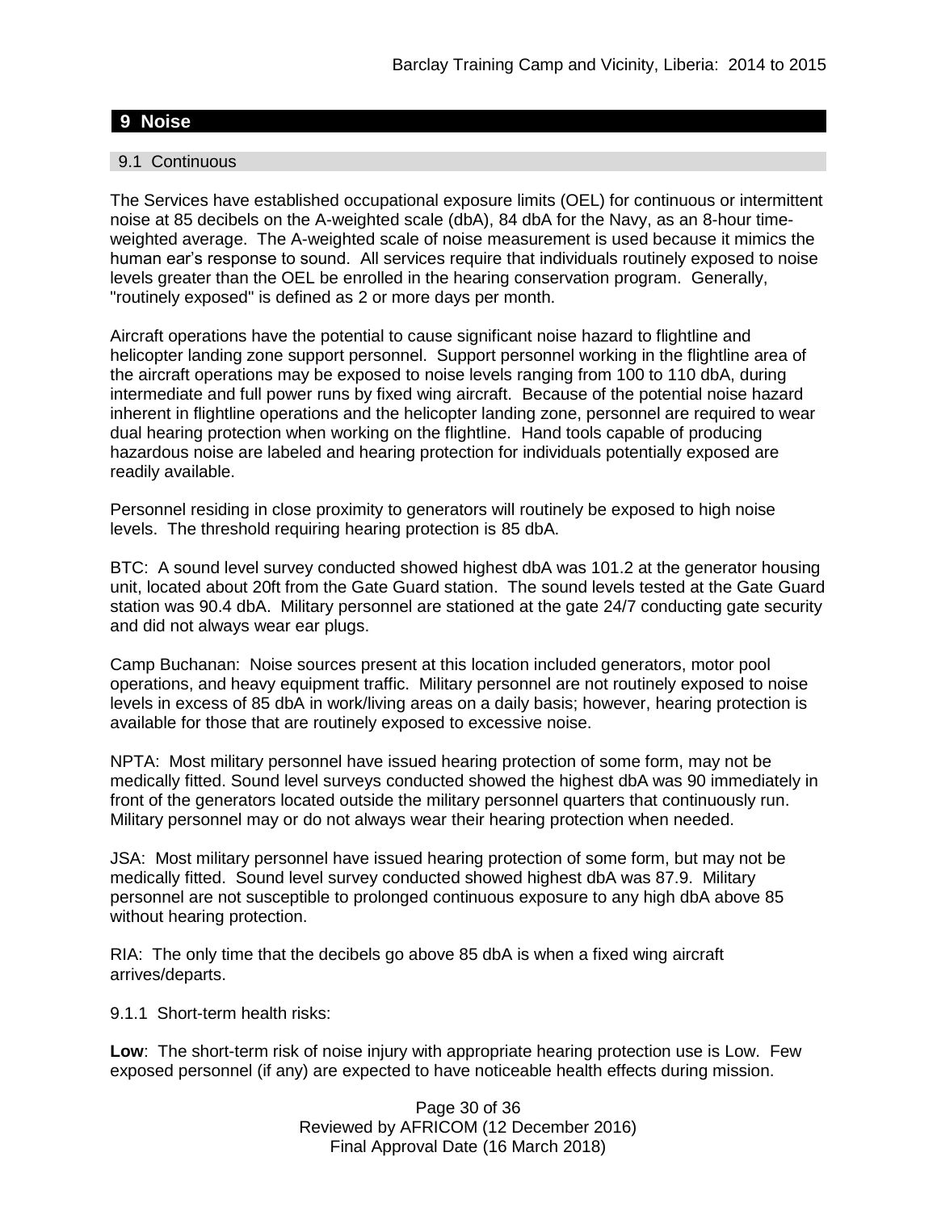## 9 Noise

### 9.1 Continuous

The Services have established occupational exposure limits (OEL) for continuous or intermittent noise at 85 decibels on the A-weighted scale (dbA), 84 dbA for the Navy, as an 8-hour time-weighted average. The A-weighted scale of noise measurement is used because it mimics the human ear's response to sound. All services require that individuals routinely exposed to noise levels greater than the OEL be enrolled in the hearing conservation program. Generally, "routinely exposed" is defined as 2 or more days per month.

Aircraft operations have the potential to cause significant noise hazard to flightline and helicopter landing zone support personnel. Support personnel working in the flightline area of the aircraft operations may be exposed to noise levels ranging from 100 to 110 dbA, during intermediate and full power runs by fixed wing aircraft. Because of the potential noise hazard inherent in flightline operations and the helicopter landing zone, personnel are required to wear dual hearing protection when working on the flightline. Hand tools capable of producing hazardous noise are labeled and hearing protection for individuals potentially exposed are readily available.

Personnel residing in close proximity to generators will routinely be exposed to high noise levels. The threshold requiring hearing protection is 85 dbA.

BTC: A sound level survey conducted showed highest dbA was 101.2 at the generator housing unit, located about 20ft from the Gate Guard station. The sound levels tested at the Gate Guard station was 90.4 dbA. Military personnel are stationed at the gate 24/7 conducting gate security and did not always wear ear plugs.

Camp Buchanan: Noise sources present at this location included generators, motor pool operations, and heavy equipment traffic. Military personnel are not routinely exposed to noise levels in excess of 85 dbA in work/living areas on a daily basis; however, hearing protection is available for those that are routinely exposed to excessive noise.

NPTA: Most military personnel have issued hearing protection of some form, may not be medically fitted. Sound level surveys conducted showed the highest dbA was 90 immediately in front of the generators located outside the military personnel quarters that continuously run. Military personnel may or do not always wear their hearing protection when needed.

JSA: Most military personnel have issued hearing protection of some form, but may not be medically fitted. Sound level survey conducted showed highest dbA was 87.9. Military personnel are not susceptible to prolonged continuous exposure to any high dbA above 85 without hearing protection.

RIA: The only time that the decibels go above 85 dbA is when a fixed wing aircraft arrives/departs.

9.1.1 Short-term health risks:

**Low**: The short-term risk of noise injury with appropriate hearing protection use is Low. Few exposed personnel (if any) are expected to have noticeable health effects during mission.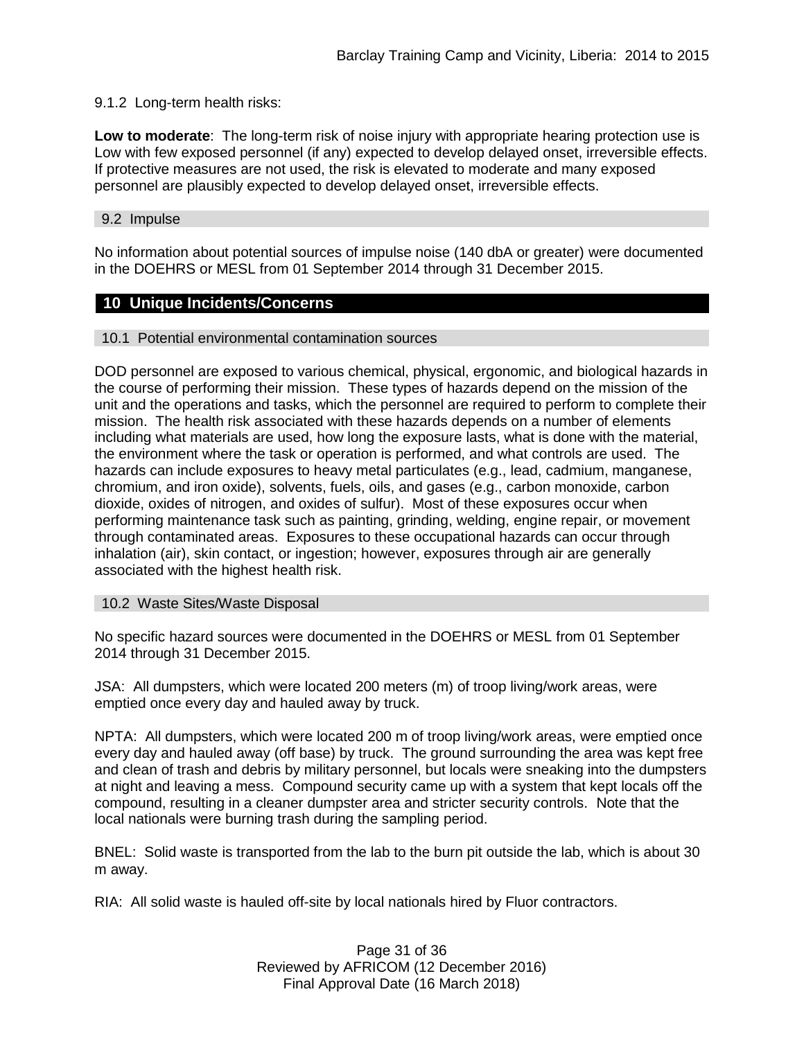9.1.2  Long-term health risks:

**Low to moderate**:  The long-term risk of noise injury with appropriate hearing protection use is Low with few exposed personnel (if any) expected to develop delayed onset, irreversible effects. If protective measures are not used, the risk is elevated to moderate and many exposed personnel are plausibly expected to develop delayed onset, irreversible effects.

### 9.2  Impulse

No information about potential sources of impulse noise (140 dbA or greater) were documented in the DOEHRS or MESL from 01 September 2014 through 31 December 2015.

## 10  Unique Incidents/Concerns

### 10.1  Potential environmental contamination sources

DOD personnel are exposed to various chemical, physical, ergonomic, and biological hazards in the course of performing their mission.  These types of hazards depend on the mission of the unit and the operations and tasks, which the personnel are required to perform to complete their mission.  The health risk associated with these hazards depends on a number of elements including what materials are used, how long the exposure lasts, what is done with the material, the environment where the task or operation is performed, and what controls are used.  The hazards can include exposures to heavy metal particulates (e.g., lead, cadmium, manganese, chromium, and iron oxide), solvents, fuels, oils, and gases (e.g., carbon monoxide, carbon dioxide, oxides of nitrogen, and oxides of sulfur).  Most of these exposures occur when performing maintenance task such as painting, grinding, welding, engine repair, or movement through contaminated areas.  Exposures to these occupational hazards can occur through inhalation (air), skin contact, or ingestion; however, exposures through air are generally associated with the highest health risk.

### 10.2  Waste Sites/Waste Disposal

No specific hazard sources were documented in the DOEHRS or MESL from 01 September 2014 through 31 December 2015.

JSA:  All dumpsters, which were located 200 meters (m) of troop living/work areas, were emptied once every day and hauled away by truck.

NPTA:  All dumpsters, which were located 200 m of troop living/work areas, were emptied once every day and hauled away (off base) by truck.  The ground surrounding the area was kept free and clean of trash and debris by military personnel, but locals were sneaking into the dumpsters at night and leaving a mess.  Compound security came up with a system that kept locals off the compound, resulting in a cleaner dumpster area and stricter security controls.  Note that the local nationals were burning trash during the sampling period.

BNEL:  Solid waste is transported from the lab to the burn pit outside the lab, which is about 30 m away.

RIA:  All solid waste is hauled off-site by local nationals hired by Fluor contractors.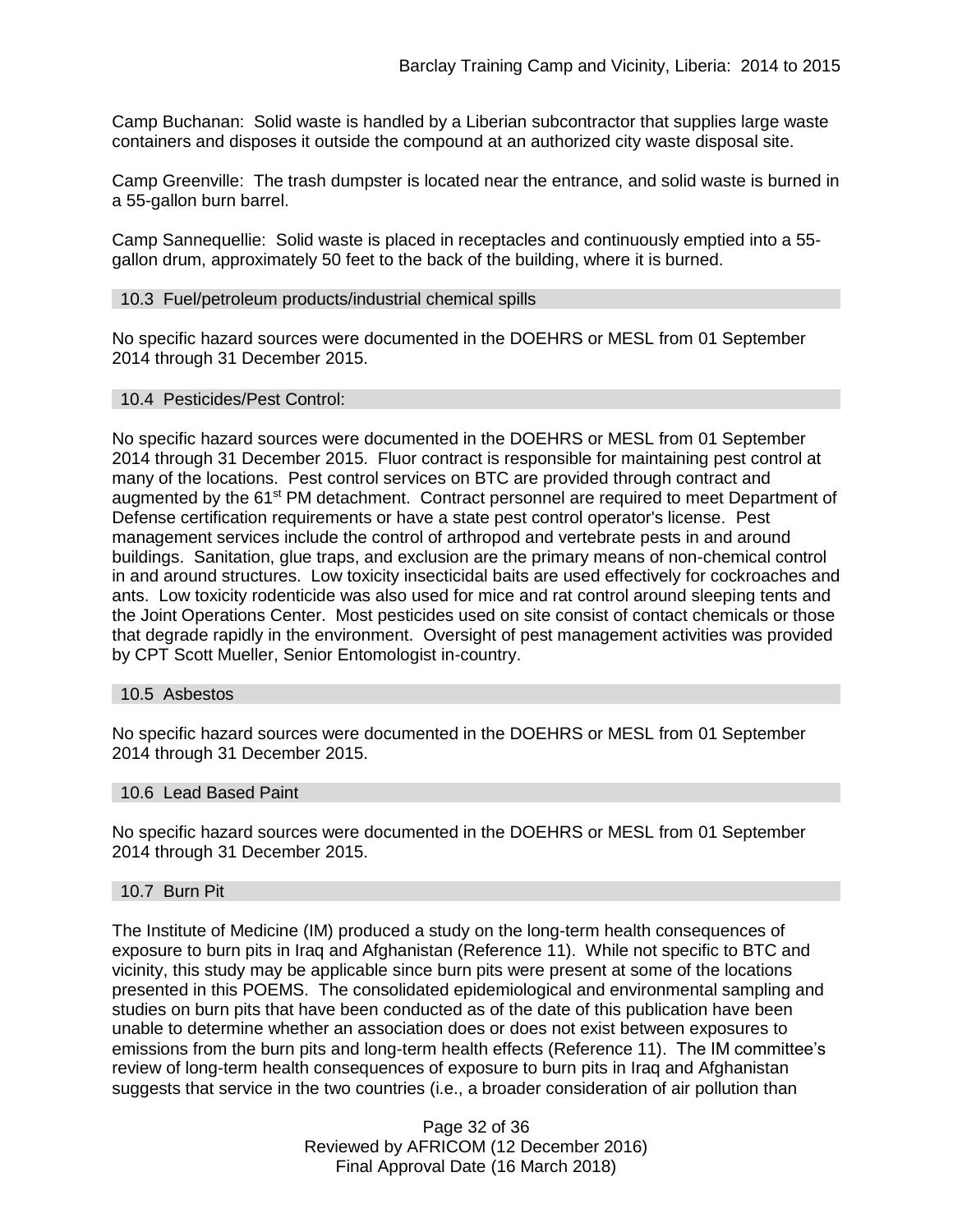Camp Buchanan: Solid waste is handled by a Liberian subcontractor that supplies large waste containers and disposes it outside the compound at an authorized city waste disposal site.

Camp Greenville: The trash dumpster is located near the entrance, and solid waste is burned in a 55-gallon burn barrel.

Camp Sannequellie: Solid waste is placed in receptacles and continuously emptied into a 55-gallon drum, approximately 50 feet to the back of the building, where it is burned.

### 10.3 Fuel/petroleum products/industrial chemical spills

No specific hazard sources were documented in the DOEHRS or MESL from 01 September 2014 through 31 December 2015.

### 10.4 Pesticides/Pest Control:

No specific hazard sources were documented in the DOEHRS or MESL from 01 September 2014 through 31 December 2015. Fluor contract is responsible for maintaining pest control at many of the locations. Pest control services on BTC are provided through contract and augmented by the 61st PM detachment. Contract personnel are required to meet Department of Defense certification requirements or have a state pest control operator's license. Pest management services include the control of arthropod and vertebrate pests in and around buildings. Sanitation, glue traps, and exclusion are the primary means of non-chemical control in and around structures. Low toxicity insecticidal baits are used effectively for cockroaches and ants. Low toxicity rodenticide was also used for mice and rat control around sleeping tents and the Joint Operations Center. Most pesticides used on site consist of contact chemicals or those that degrade rapidly in the environment. Oversight of pest management activities was provided by CPT Scott Mueller, Senior Entomologist in-country.

### 10.5 Asbestos

No specific hazard sources were documented in the DOEHRS or MESL from 01 September 2014 through 31 December 2015.

### 10.6 Lead Based Paint

No specific hazard sources were documented in the DOEHRS or MESL from 01 September 2014 through 31 December 2015.

### 10.7 Burn Pit

The Institute of Medicine (IM) produced a study on the long-term health consequences of exposure to burn pits in Iraq and Afghanistan (Reference 11). While not specific to BTC and vicinity, this study may be applicable since burn pits were present at some of the locations presented in this POEMS. The consolidated epidemiological and environmental sampling and studies on burn pits that have been conducted as of the date of this publication have been unable to determine whether an association does or does not exist between exposures to emissions from the burn pits and long-term health effects (Reference 11). The IM committee's review of long-term health consequences of exposure to burn pits in Iraq and Afghanistan suggests that service in the two countries (i.e., a broader consideration of air pollution than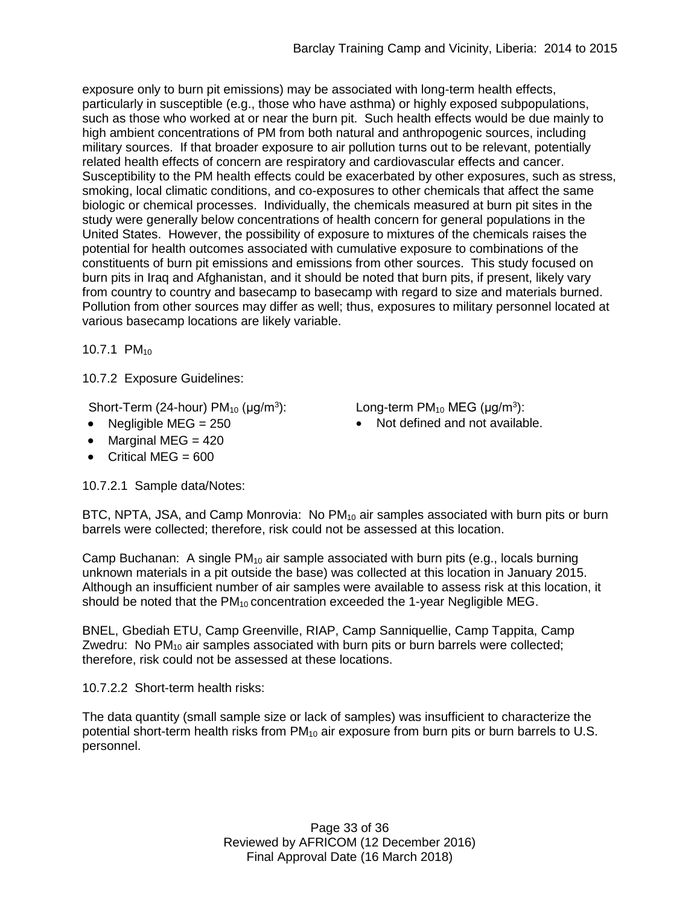exposure only to burn pit emissions) may be associated with long-term health effects, particularly in susceptible (e.g., those who have asthma) or highly exposed subpopulations, such as those who worked at or near the burn pit. Such health effects would be due mainly to high ambient concentrations of PM from both natural and anthropogenic sources, including military sources. If that broader exposure to air pollution turns out to be relevant, potentially related health effects of concern are respiratory and cardiovascular effects and cancer. Susceptibility to the PM health effects could be exacerbated by other exposures, such as stress, smoking, local climatic conditions, and co-exposures to other chemicals that affect the same biologic or chemical processes. Individually, the chemicals measured at burn pit sites in the study were generally below concentrations of health concern for general populations in the United States. However, the possibility of exposure to mixtures of the chemicals raises the potential for health outcomes associated with cumulative exposure to combinations of the constituents of burn pit emissions and emissions from other sources. This study focused on burn pits in Iraq and Afghanistan, and it should be noted that burn pits, if present, likely vary from country to country and basecamp to basecamp with regard to size and materials burned. Pollution from other sources may differ as well; thus, exposures to military personnel located at various basecamp locations are likely variable.

10.7.1 $PM_{10}$

10.7.2 Exposure Guidelines:

Short-Term (24-hour) $PM_{10}$ (μg/m$^3$):

- Negligible MEG = 250
- Marginal MEG = 420
- Critical MEG = 600

Long-term $PM_{10}$ MEG (μg/m$^3$):

- Not defined and not available.

10.7.2.1 Sample data/Notes:

BTC, NPTA, JSA, and Camp Monrovia: No $PM_{10}$ air samples associated with burn pits or burn barrels were collected; therefore, risk could not be assessed at this location.

Camp Buchanan: A single $PM_{10}$ air sample associated with burn pits (e.g., locals burning unknown materials in a pit outside the base) was collected at this location in January 2015. Although an insufficient number of air samples were available to assess risk at this location, it should be noted that the $PM_{10}$ concentration exceeded the 1-year Negligible MEG.

BNEL, Gbediah ETU, Camp Greenville, RIAP, Camp Sanniquellie, Camp Tappita, Camp Zwedru: No $PM_{10}$ air samples associated with burn pits or burn barrels were collected; therefore, risk could not be assessed at these locations.

10.7.2.2 Short-term health risks:

The data quantity (small sample size or lack of samples) was insufficient to characterize the potential short-term health risks from $PM_{10}$ air exposure from burn pits or burn barrels to U.S. personnel.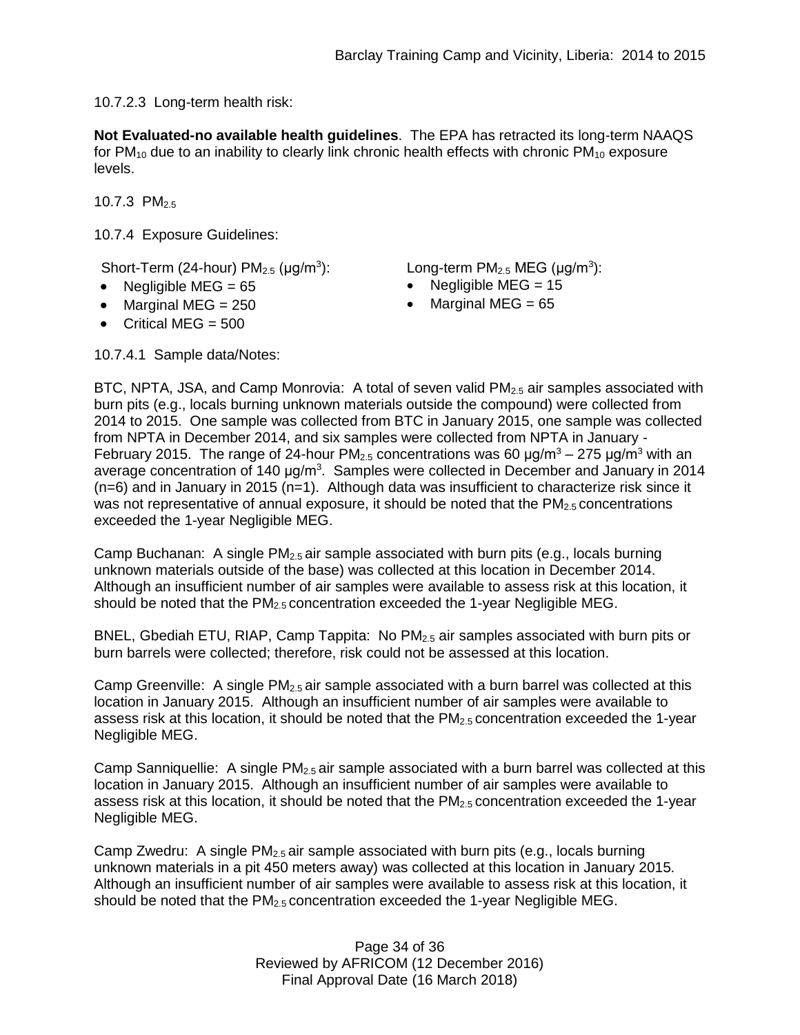10.7.2.3 Long-term health risk:

**Not Evaluated-no available health guidelines**. The EPA has retracted its long-term NAAQS for $PM_{10}$ due to an inability to clearly link chronic health effects with chronic $PM_{10}$ exposure levels.

10.7.3 $PM_{2.5}$

10.7.4 Exposure Guidelines:

Short-Term (24-hour) $PM_{2.5}$ ($\mu g/m^3$):

- Negligible MEG = 65
- Marginal MEG = 250
- Critical MEG = 500

Long-term $PM_{2.5}$ MEG ($\mu g/m^3$):

- Negligible MEG = 15
- Marginal MEG = 65

10.7.4.1 Sample data/Notes:

BTC, NPTA, JSA, and Camp Monrovia: A total of seven valid $PM_{2.5}$ air samples associated with burn pits (e.g., locals burning unknown materials outside the compound) were collected from 2014 to 2015. One sample was collected from BTC in January 2015, one sample was collected from NPTA in December 2014, and six samples were collected from NPTA in January - February 2015. The range of 24-hour $PM_{2.5}$ concentrations was 60 $\mu g/m^3$ – 275 $\mu g/m^3$ with an average concentration of 140 $\mu g/m^3$. Samples were collected in December and January in 2014 (n=6) and in January in 2015 (n=1). Although data was insufficient to characterize risk since it was not representative of annual exposure, it should be noted that the $PM_{2.5}$ concentrations exceeded the 1-year Negligible MEG.

Camp Buchanan: A single $PM_{2.5}$ air sample associated with burn pits (e.g., locals burning unknown materials outside of the base) was collected at this location in December 2014. Although an insufficient number of air samples were available to assess risk at this location, it should be noted that the $PM_{2.5}$ concentration exceeded the 1-year Negligible MEG.

BNEL, Gbediah ETU, RIAP, Camp Tappita: No $PM_{2.5}$ air samples associated with burn pits or burn barrels were collected; therefore, risk could not be assessed at this location.

Camp Greenville: A single $PM_{2.5}$ air sample associated with a burn barrel was collected at this location in January 2015. Although an insufficient number of air samples were available to assess risk at this location, it should be noted that the $PM_{2.5}$ concentration exceeded the 1-year Negligible MEG.

Camp Sanniquellie: A single $PM_{2.5}$ air sample associated with a burn barrel was collected at this location in January 2015. Although an insufficient number of air samples were available to assess risk at this location, it should be noted that the $PM_{2.5}$ concentration exceeded the 1-year Negligible MEG.

Camp Zwedru: A single $PM_{2.5}$ air sample associated with burn pits (e.g., locals burning unknown materials in a pit 450 meters away) was collected at this location in January 2015. Although an insufficient number of air samples were available to assess risk at this location, it should be noted that the $PM_{2.5}$ concentration exceeded the 1-year Negligible MEG.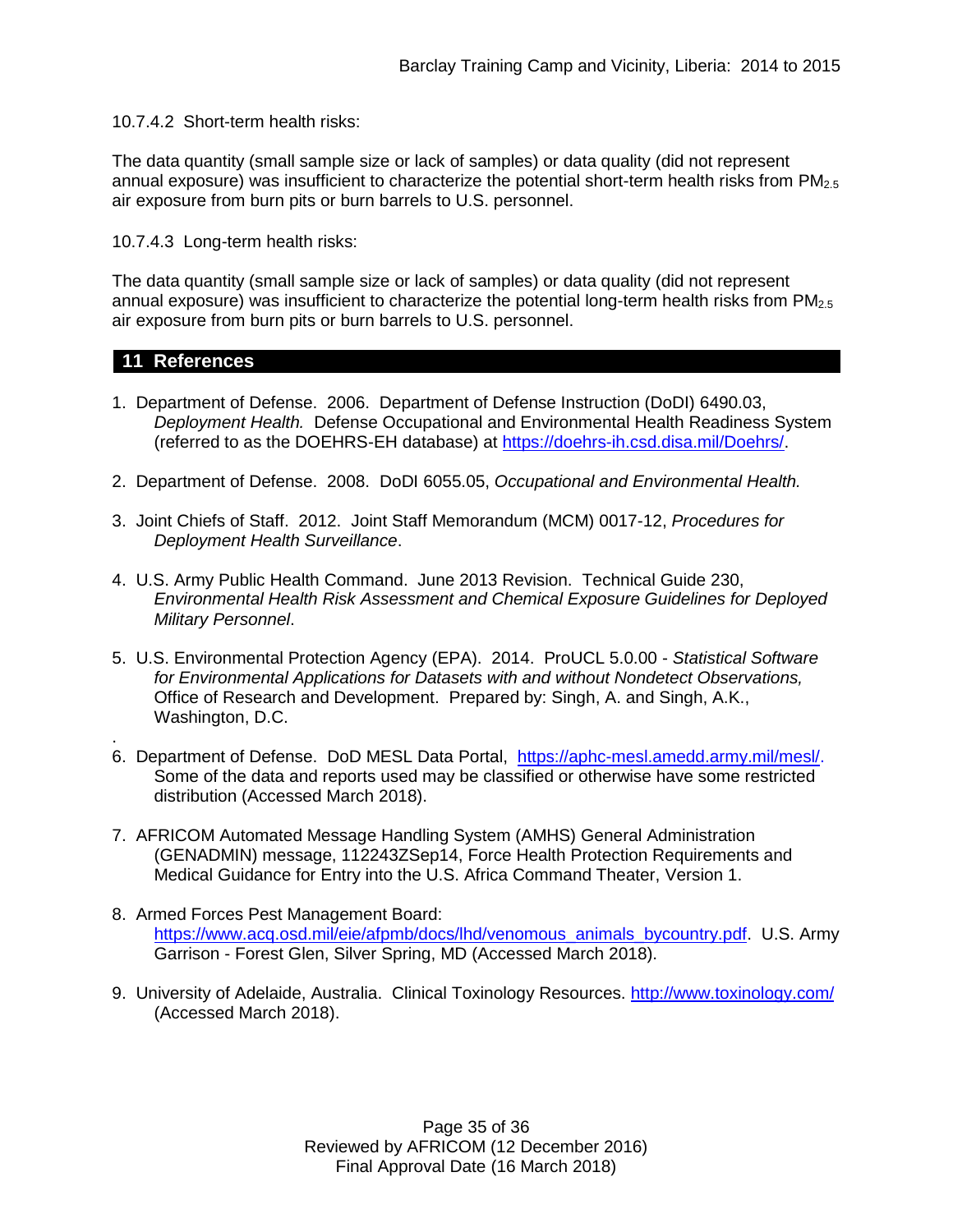10.7.4.2 Short-term health risks:

The data quantity (small sample size or lack of samples) or data quality (did not represent annual exposure) was insufficient to characterize the potential short-term health risks from $PM_{2.5}$ air exposure from burn pits or burn barrels to U.S. personnel.

10.7.4.3 Long-term health risks:

The data quantity (small sample size or lack of samples) or data quality (did not represent annual exposure) was insufficient to characterize the potential long-term health risks from $PM_{2.5}$ air exposure from burn pits or burn barrels to U.S. personnel.

## 11 References

1. Department of Defense. 2006. Department of Defense Instruction (DoDI) 6490.03, *Deployment Health.* Defense Occupational and Environmental Health Readiness System (referred to as the DOEHRS-EH database) at https://doehrs-ih.csd.disa.mil/Doehrs/.

2. Department of Defense. 2008. DoDI 6055.05, *Occupational and Environmental Health.*

3. Joint Chiefs of Staff. 2012. Joint Staff Memorandum (MCM) 0017-12, *Procedures for Deployment Health Surveillance*.

4. U.S. Army Public Health Command. June 2013 Revision. Technical Guide 230, *Environmental Health Risk Assessment and Chemical Exposure Guidelines for Deployed Military Personnel*.

5. U.S. Environmental Protection Agency (EPA). 2014. ProUCL 5.0.00 - *Statistical Software for Environmental Applications for Datasets with and without Nondetect Observations,* Office of Research and Development. Prepared by: Singh, A. and Singh, A.K., Washington, D.C.

6. Department of Defense. DoD MESL Data Portal, https://aphc-mesl.amedd.army.mil/mesl/. Some of the data and reports used may be classified or otherwise have some restricted distribution (Accessed March 2018).

7. AFRICOM Automated Message Handling System (AMHS) General Administration (GENADMIN) message, 112243ZSep14, Force Health Protection Requirements and Medical Guidance for Entry into the U.S. Africa Command Theater, Version 1.

8. Armed Forces Pest Management Board: https://www.acq.osd.mil/eie/afpmb/docs/lhd/venomous_animals_bycountry.pdf. U.S. Army Garrison - Forest Glen, Silver Spring, MD (Accessed March 2018).

9. University of Adelaide, Australia. Clinical Toxinology Resources. http://www.toxinology.com/ (Accessed March 2018).

Reviewed by AFRICOM (12 December 2016)
Final Approval Date (16 March 2018)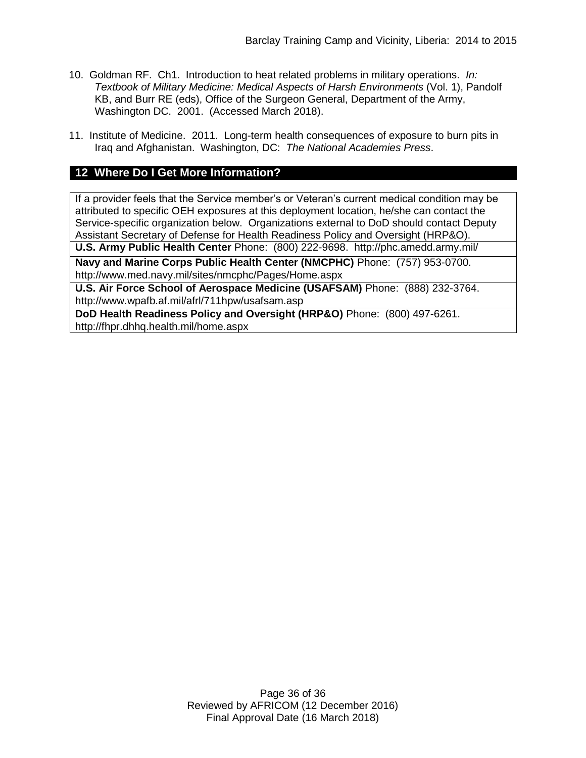10. Goldman RF. Ch1. Introduction to heat related problems in military operations. *In: Textbook of Military Medicine: Medical Aspects of Harsh Environments* (Vol. 1), Pandolf KB, and Burr RE (eds), Office of the Surgeon General, Department of the Army, Washington DC. 2001. (Accessed March 2018).

11. Institute of Medicine. 2011. Long-term health consequences of exposure to burn pits in Iraq and Afghanistan. Washington, DC: *The National Academies Press*.

## 12 Where Do I Get More Information?

| |
|---|
| If a provider feels that the Service member's or Veteran's current medical condition may be attributed to specific OEH exposures at this deployment location, he/she can contact the Service-specific organization below. Organizations external to DoD should contact Deputy Assistant Secretary of Defense for Health Readiness Policy and Oversight (HRP&O). |
| **U.S. Army Public Health Center** Phone: (800) 222-9698. http://phc.amedd.army.mil/ |
| **Navy and Marine Corps Public Health Center (NMCPHC)** Phone: (757) 953-0700. http://www.med.navy.mil/sites/nmcphc/Pages/Home.aspx |
| **U.S. Air Force School of Aerospace Medicine (USAFSAM)** Phone: (888) 232-3764. http://www.wpafb.af.mil/afrl/711hpw/usafsam.asp |
| **DoD Health Readiness Policy and Oversight (HRP&O)** Phone: (800) 497-6261. http://fhpr.dhhq.health.mil/home.aspx |

Reviewed by AFRICOM (12 December 2016)
Final Approval Date (16 March 2018)